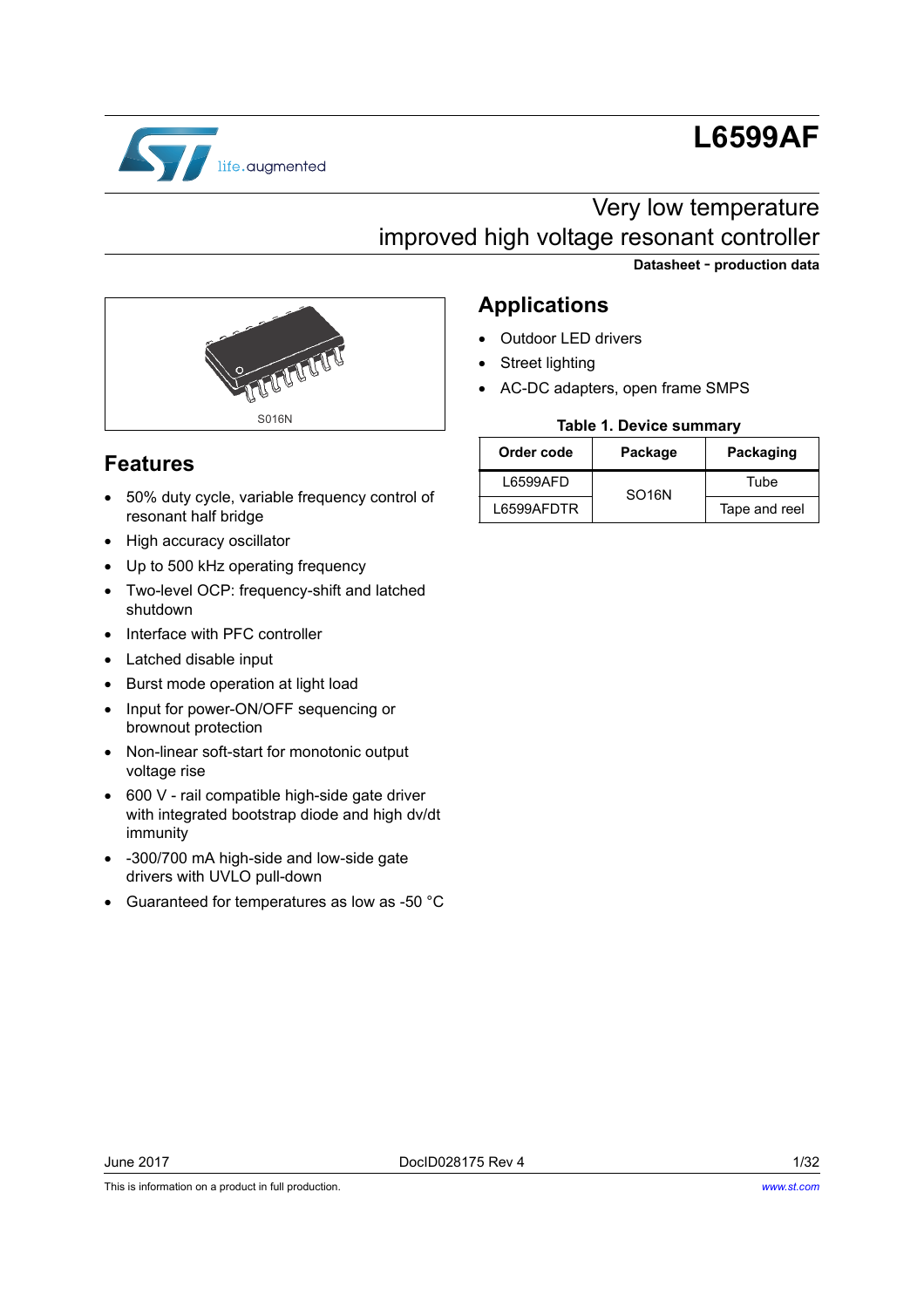# L6599AF

## Very low temperature improved high voltage resonant controller

**Datasheet - production data**

S016N

## Features

- 50% duty cycle, variable frequency control of resonant half bridge
- High accuracy oscillator
- Up to 500 kHz operating frequency
- Two-level OCP: frequency-shift and latched shutdown
- Interface with PFC controller
- Latched disable input
- Burst mode operation at light load
- Input for power-ON/OFF sequencing or brownout protection
- Non-linear soft-start for monotonic output voltage rise
- 600 V - rail compatible high-side gate driver with integrated bootstrap diode and high dv/dt immunity
- -300/700 mA high-side and low-side gate drivers with UVLO pull-down
- Guaranteed for temperatures as low as -50 °C

## Applications

- Outdoor LED drivers
- Street lighting
- AC-DC adapters, open frame SMPS

**Table 1. Device summary**

| Order code | Package | Packaging |
|---|---|---|
| L6599AFD | SO16N | Tube |
| L6599AFDTR | | Tape and reel |

June 2017 DocID028175 Rev 4

This is information on a product in full production. www.st.com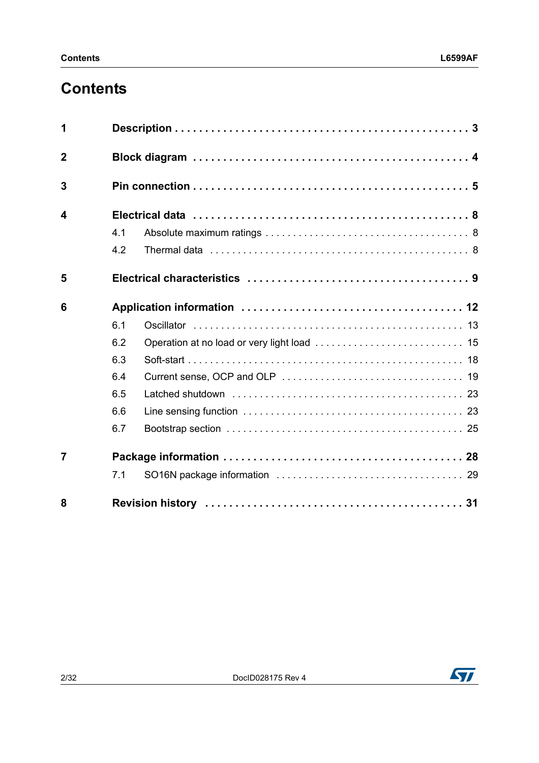# Contents

| | | |
|---|---|---|
| **1** | **Description** | **3** |
| **2** | **Block diagram** | **4** |
| **3** | **Pin connection** | **5** |
| **4** | **Electrical data** | **8** |
| | 4.1 Absolute maximum ratings | 8 |
| | 4.2 Thermal data | 8 |
| **5** | **Electrical characteristics** | **9** |
| **6** | **Application information** | **12** |
| | 6.1 Oscillator | 13 |
| | 6.2 Operation at no load or very light load | 15 |
| | 6.3 Soft-start | 18 |
| | 6.4 Current sense, OCP and OLP | 19 |
| | 6.5 Latched shutdown | 23 |
| | 6.6 Line sensing function | 23 |
| | 6.7 Bootstrap section | 25 |
| **7** | **Package information** | **28** |
| | 7.1 SO16N package information | 29 |
| **8** | **Revision history** | **31** |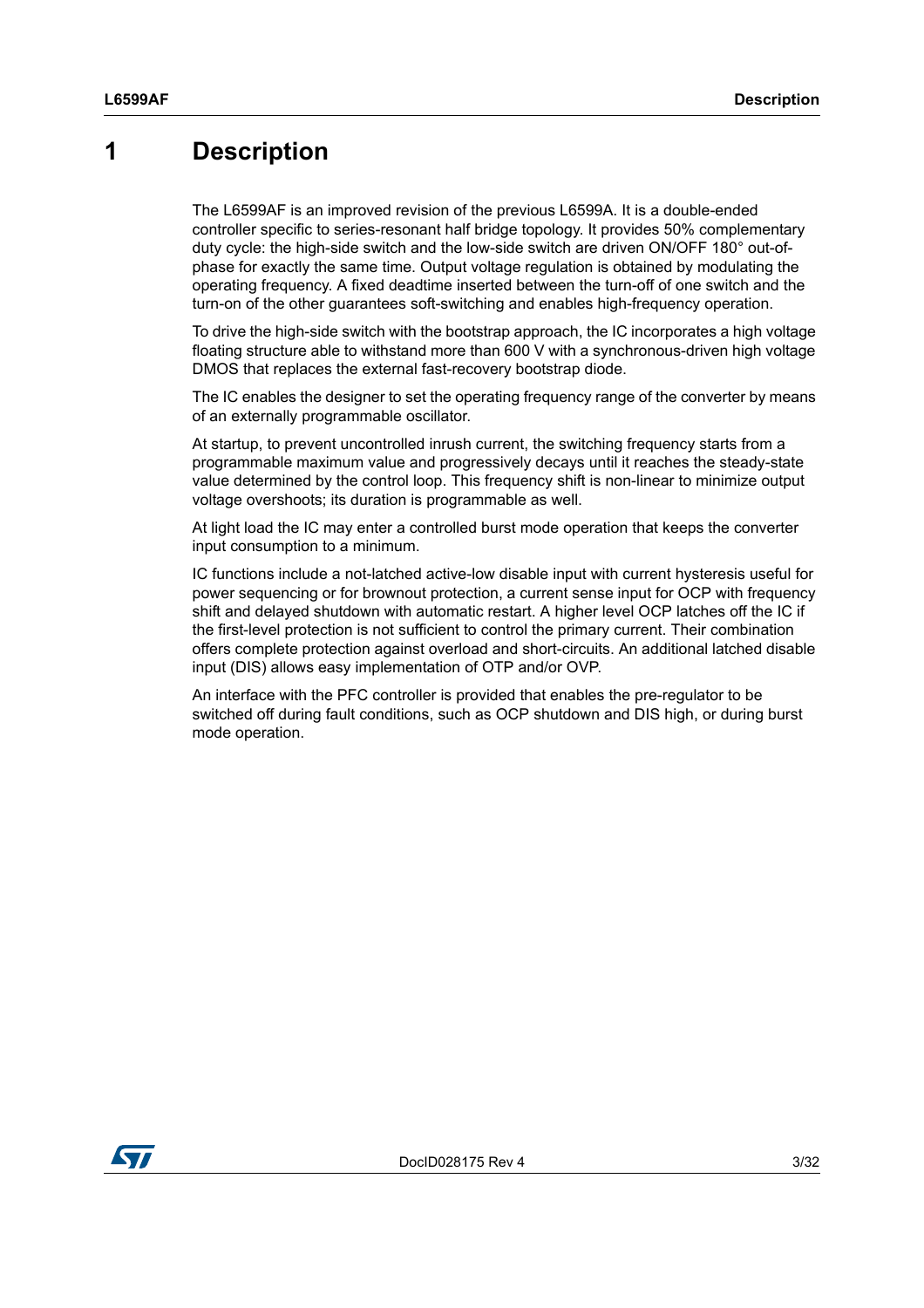# 1 Description

The L6599AF is an improved revision of the previous L6599A. It is a double-ended controller specific to series-resonant half bridge topology. It provides 50% complementary duty cycle: the high-side switch and the low-side switch are driven ON/OFF 180° out-of-phase for exactly the same time. Output voltage regulation is obtained by modulating the operating frequency. A fixed deadtime inserted between the turn-off of one switch and the turn-on of the other guarantees soft-switching and enables high-frequency operation.

To drive the high-side switch with the bootstrap approach, the IC incorporates a high voltage floating structure able to withstand more than 600 V with a synchronous-driven high voltage DMOS that replaces the external fast-recovery bootstrap diode.

The IC enables the designer to set the operating frequency range of the converter by means of an externally programmable oscillator.

At startup, to prevent uncontrolled inrush current, the switching frequency starts from a programmable maximum value and progressively decays until it reaches the steady-state value determined by the control loop. This frequency shift is non-linear to minimize output voltage overshoots; its duration is programmable as well.

At light load the IC may enter a controlled burst mode operation that keeps the converter input consumption to a minimum.

IC functions include a not-latched active-low disable input with current hysteresis useful for power sequencing or for brownout protection, a current sense input for OCP with frequency shift and delayed shutdown with automatic restart. A higher level OCP latches off the IC if the first-level protection is not sufficient to control the primary current. Their combination offers complete protection against overload and short-circuits. An additional latched disable input (DIS) allows easy implementation of OTP and/or OVP.

An interface with the PFC controller is provided that enables the pre-regulator to be switched off during fault conditions, such as OCP shutdown and DIS high, or during burst mode operation.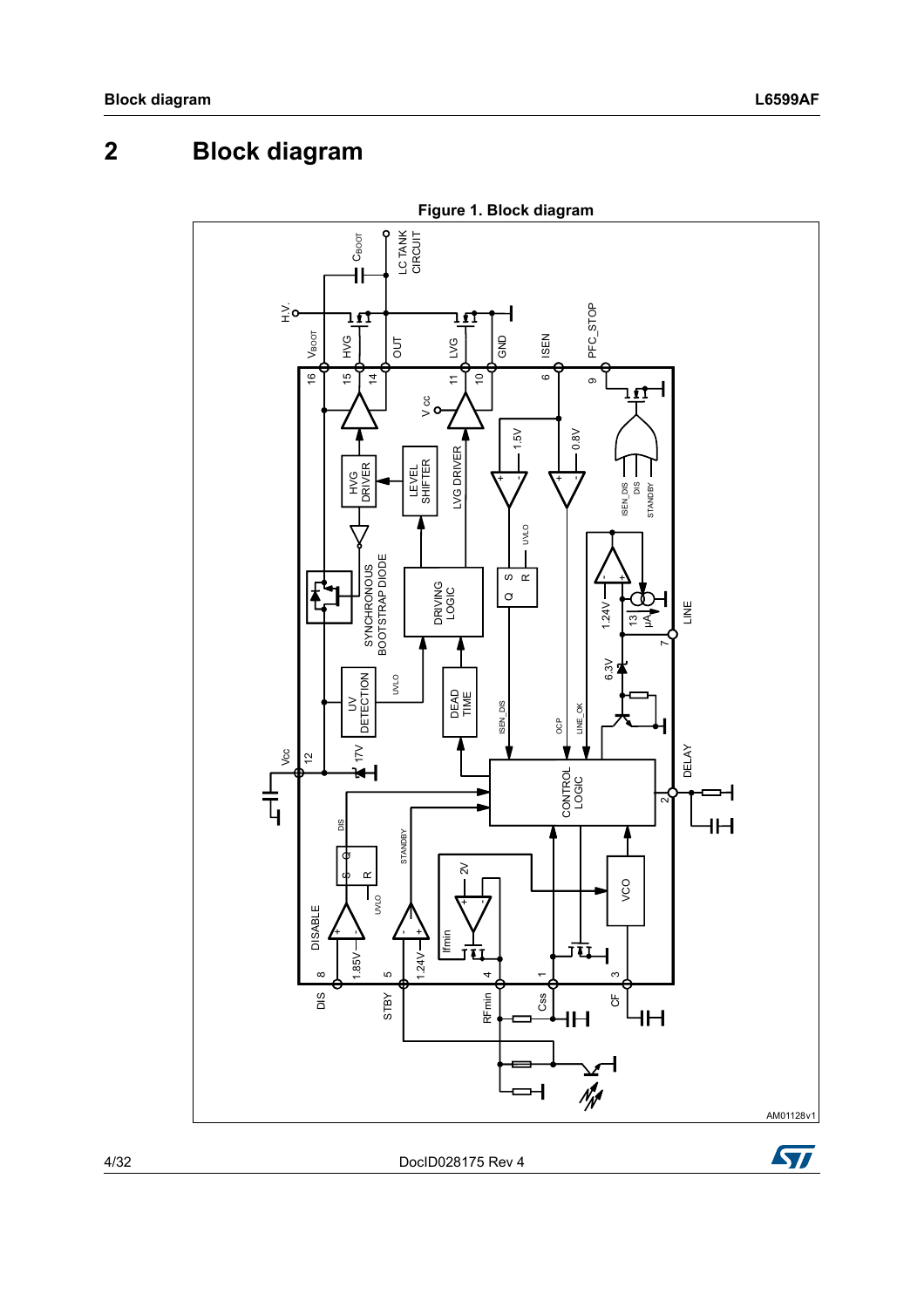# 2 Block diagram

**Figure 1. Block diagram**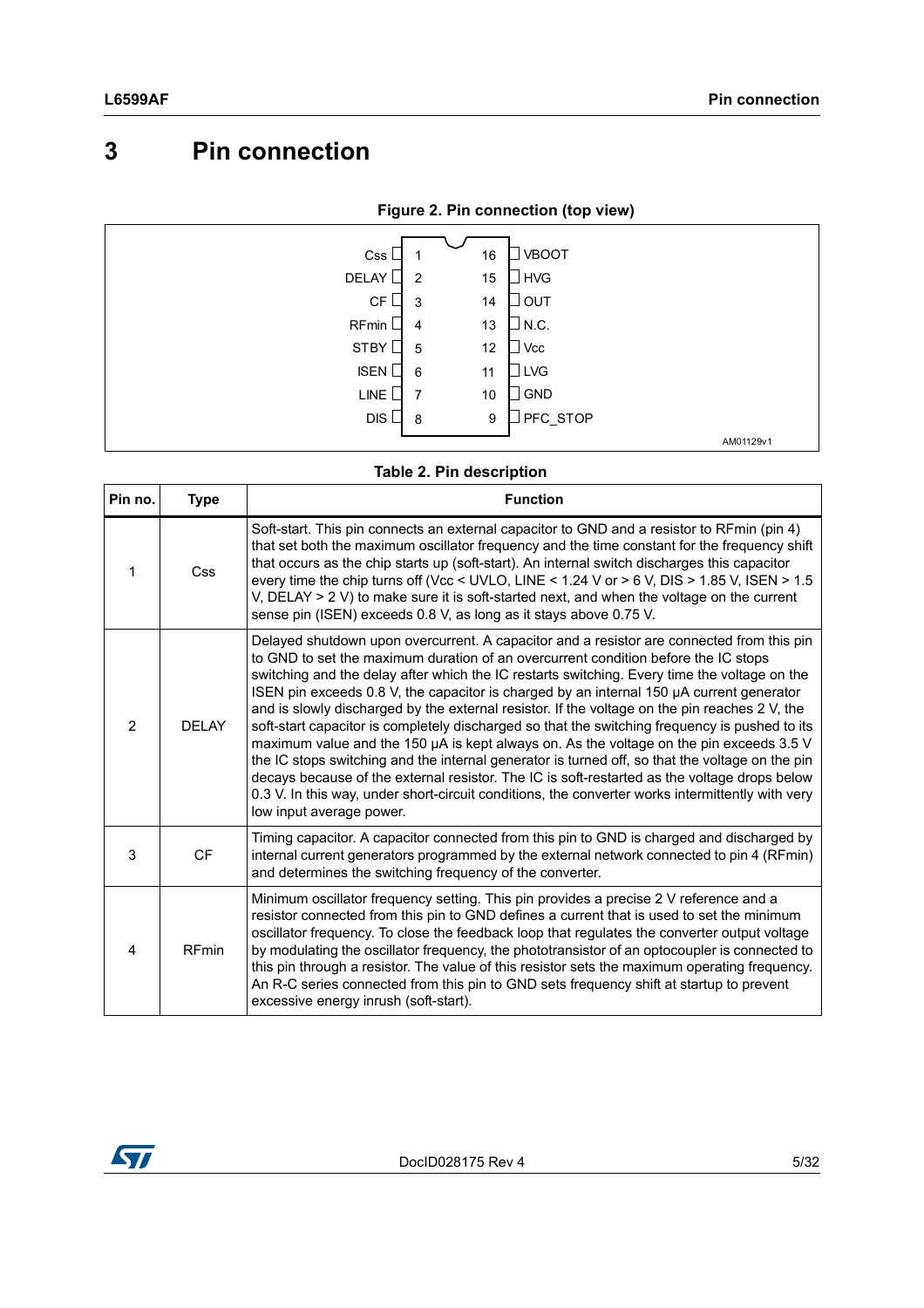# 3 Pin connection

**Figure 2. Pin connection (top view)**

| Pin name | Pin no. | | Pin no. | Pin name |
|---|---|---|---|---|
| Css | 1 | | 16 | VBOOT |
| DELAY | 2 | | 15 | HVG |
| CF | 3 | | 14 | OUT |
| RFmin | 4 | | 13 | N.C. |
| STBY | 5 | | 12 | Vcc |
| ISEN | 6 | | 11 | LVG |
| LINE | 7 | | 10 | GND |
| DIS | 8 | | 9 | PFC_STOP |

AM01129v1

**Table 2. Pin description**

| Pin no. | Type | Function |
|---|---|---|
| 1 | Css | Soft-start. This pin connects an external capacitor to GND and a resistor to RFmin (pin 4) that set both the maximum oscillator frequency and the time constant for the frequency shift that occurs as the chip starts up (soft-start). An internal switch discharges this capacitor every time the chip turns off (Vcc < UVLO, LINE < 1.24 V or > 6 V, DIS > 1.85 V, ISEN > 1.5 V, DELAY > 2 V) to make sure it is soft-started next, and when the voltage on the current sense pin (ISEN) exceeds 0.8 V, as long as it stays above 0.75 V. |
| 2 | DELAY | Delayed shutdown upon overcurrent. A capacitor and a resistor are connected from this pin to GND to set the maximum duration of an overcurrent condition before the IC stops switching and the delay after which the IC restarts switching. Every time the voltage on the ISEN pin exceeds 0.8 V, the capacitor is charged by an internal 150 µA current generator and is slowly discharged by the external resistor. If the voltage on the pin reaches 2 V, the soft-start capacitor is completely discharged so that the switching frequency is pushed to its maximum value and the 150 µA is kept always on. As the voltage on the pin exceeds 3.5 V the IC stops switching and the internal generator is turned off, so that the voltage on the pin decays because of the external resistor. The IC is soft-restarted as the voltage drops below 0.3 V. In this way, under short-circuit conditions, the converter works intermittently with very low input average power. |
| 3 | CF | Timing capacitor. A capacitor connected from this pin to GND is charged and discharged by internal current generators programmed by the external network connected to pin 4 (RFmin) and determines the switching frequency of the converter. |
| 4 | RFmin | Minimum oscillator frequency setting. This pin provides a precise 2 V reference and a resistor connected from this pin to GND defines a current that is used to set the minimum oscillator frequency. To close the feedback loop that regulates the converter output voltage by modulating the oscillator frequency, the phototransistor of an optocoupler is connected to this pin through a resistor. The value of this resistor sets the maximum operating frequency. An R-C series connected from this pin to GND sets frequency shift at startup to prevent excessive energy inrush (soft-start). |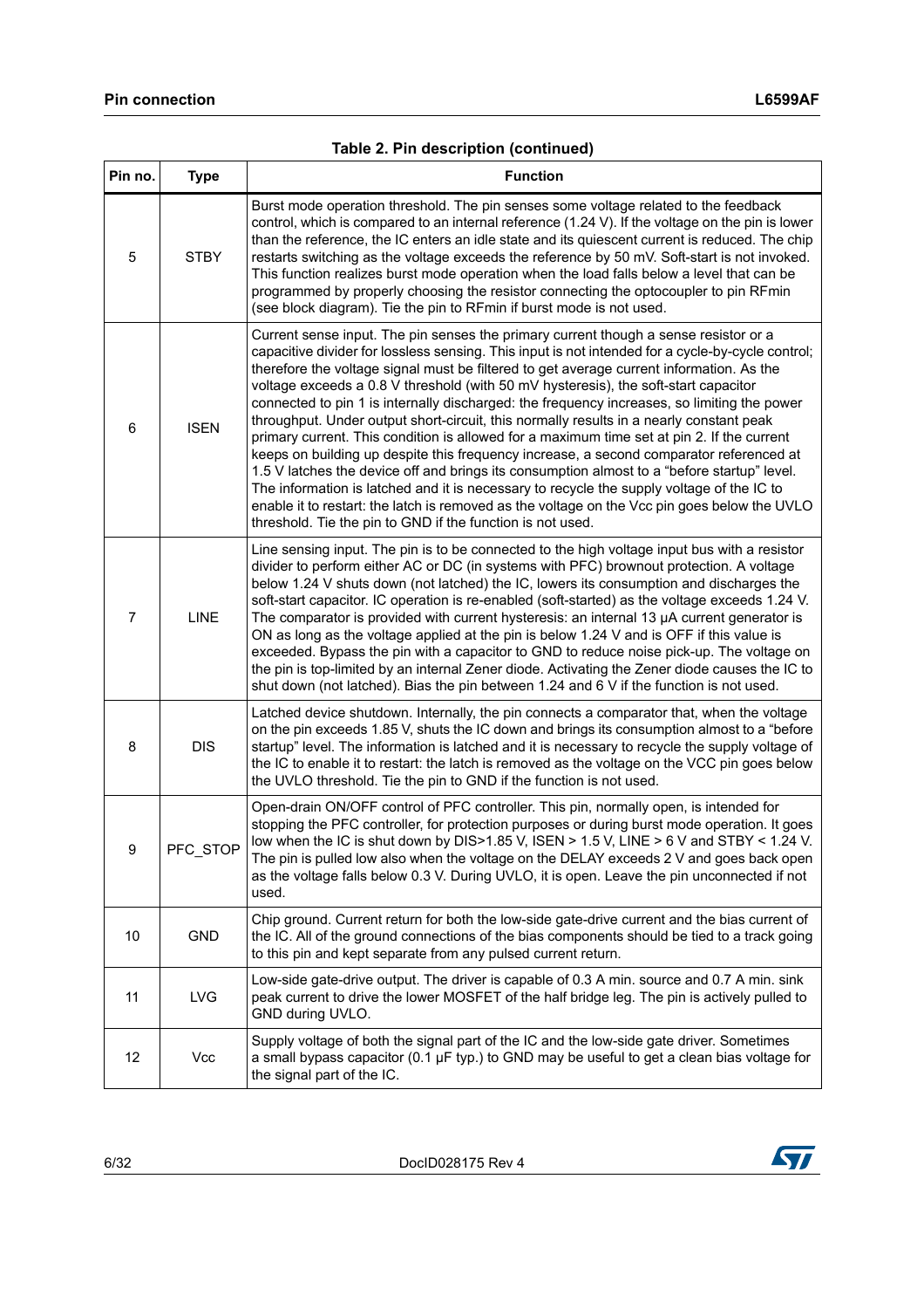**Table 2. Pin description (continued)**

| Pin no. | Type | Function |
|---|---|---|
| 5 | STBY | Burst mode operation threshold. The pin senses some voltage related to the feedback control, which is compared to an internal reference (1.24 V). If the voltage on the pin is lower than the reference, the IC enters an idle state and its quiescent current is reduced. The chip restarts switching as the voltage exceeds the reference by 50 mV. Soft-start is not invoked. This function realizes burst mode operation when the load falls below a level that can be programmed by properly choosing the resistor connecting the optocoupler to pin RFmin (see block diagram). Tie the pin to RFmin if burst mode is not used. |
| 6 | ISEN | Current sense input. The pin senses the primary current though a sense resistor or a capacitive divider for lossless sensing. This input is not intended for a cycle-by-cycle control; therefore the voltage signal must be filtered to get average current information. As the voltage exceeds a 0.8 V threshold (with 50 mV hysteresis), the soft-start capacitor connected to pin 1 is internally discharged: the frequency increases, so limiting the power throughput. Under output short-circuit, this normally results in a nearly constant peak primary current. This condition is allowed for a maximum time set at pin 2. If the current keeps on building up despite this frequency increase, a second comparator referenced at 1.5 V latches the device off and brings its consumption almost to a "before startup" level. The information is latched and it is necessary to recycle the supply voltage of the IC to enable it to restart: the latch is removed as the voltage on the Vcc pin goes below the UVLO threshold. Tie the pin to GND if the function is not used. |
| 7 | LINE | Line sensing input. The pin is to be connected to the high voltage input bus with a resistor divider to perform either AC or DC (in systems with PFC) brownout protection. A voltage below 1.24 V shuts down (not latched) the IC, lowers its consumption and discharges the soft-start capacitor. IC operation is re-enabled (soft-started) as the voltage exceeds 1.24 V. The comparator is provided with current hysteresis: an internal 13 µA current generator is ON as long as the voltage applied at the pin is below 1.24 V and is OFF if this value is exceeded. Bypass the pin with a capacitor to GND to reduce noise pick-up. The voltage on the pin is top-limited by an internal Zener diode. Activating the Zener diode causes the IC to shut down (not latched). Bias the pin between 1.24 and 6 V if the function is not used. |
| 8 | DIS | Latched device shutdown. Internally, the pin connects a comparator that, when the voltage on the pin exceeds 1.85 V, shuts the IC down and brings its consumption almost to a "before startup" level. The information is latched and it is necessary to recycle the supply voltage of the IC to enable it to restart: the latch is removed as the voltage on the VCC pin goes below the UVLO threshold. Tie the pin to GND if the function is not used. |
| 9 | PFC_STOP | Open-drain ON/OFF control of PFC controller. This pin, normally open, is intended for stopping the PFC controller, for protection purposes or during burst mode operation. It goes low when the IC is shut down by DIS>1.85 V, ISEN > 1.5 V, LINE > 6 V and STBY < 1.24 V. The pin is pulled low also when the voltage on the DELAY exceeds 2 V and goes back open as the voltage falls below 0.3 V. During UVLO, it is open. Leave the pin unconnected if not used. |
| 10 | GND | Chip ground. Current return for both the low-side gate-drive current and the bias current of the IC. All of the ground connections of the bias components should be tied to a track going to this pin and kept separate from any pulsed current return. |
| 11 | LVG | Low-side gate-drive output. The driver is capable of 0.3 A min. source and 0.7 A min. sink peak current to drive the lower MOSFET of the half bridge leg. The pin is actively pulled to GND during UVLO. |
| 12 | Vcc | Supply voltage of both the signal part of the IC and the low-side gate driver. Sometimes a small bypass capacitor (0.1 µF typ.) to GND may be useful to get a clean bias voltage for the signal part of the IC. |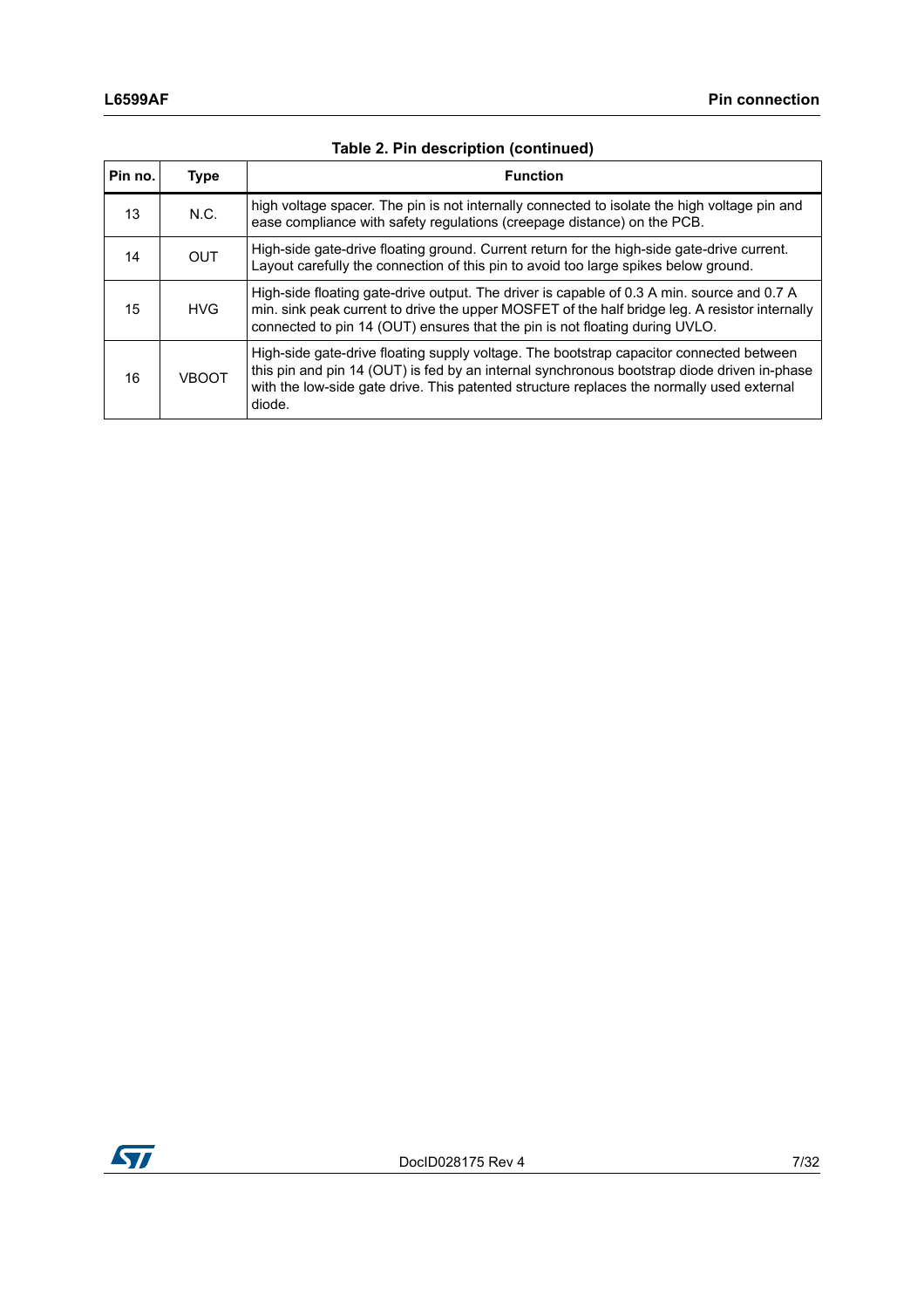**Table 2. Pin description (continued)**

| Pin no. | Type | Function |
|---|---|---|
| 13 | N.C. | high voltage spacer. The pin is not internally connected to isolate the high voltage pin and ease compliance with safety regulations (creepage distance) on the PCB. |
| 14 | OUT | High-side gate-drive floating ground. Current return for the high-side gate-drive current. Layout carefully the connection of this pin to avoid too large spikes below ground. |
| 15 | HVG | High-side floating gate-drive output. The driver is capable of 0.3 A min. source and 0.7 A min. sink peak current to drive the upper MOSFET of the half bridge leg. A resistor internally connected to pin 14 (OUT) ensures that the pin is not floating during UVLO. |
| 16 | VBOOT | High-side gate-drive floating supply voltage. The bootstrap capacitor connected between this pin and pin 14 (OUT) is fed by an internal synchronous bootstrap diode driven in-phase with the low-side gate drive. This patented structure replaces the normally used external diode. |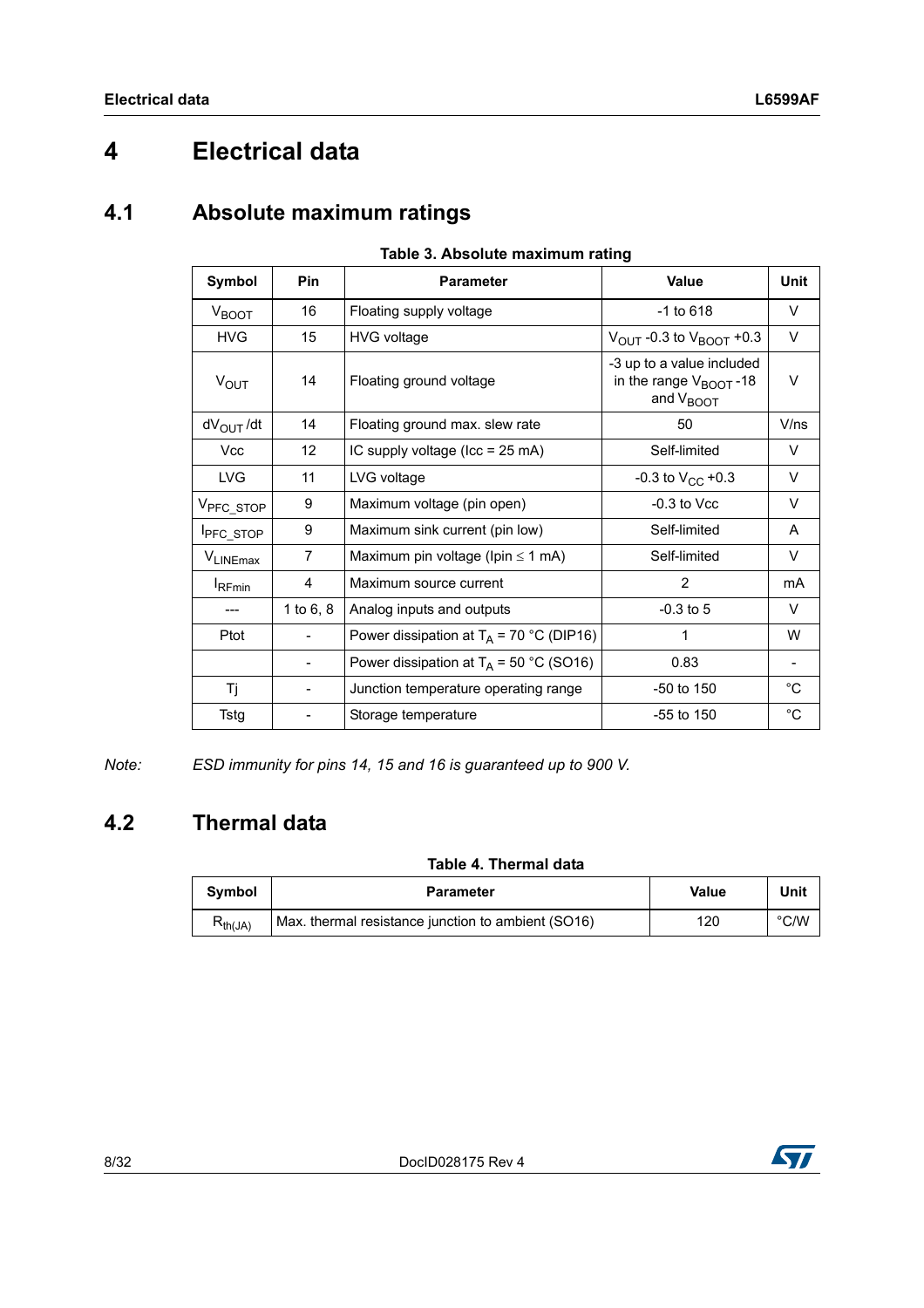# 4 Electrical data

## 4.1 Absolute maximum ratings

**Table 3. Absolute maximum rating**

| Symbol | Pin | Parameter | Value | Unit |
|---|---|---|---|---|
| $V_{BOOT}$ | 16 | Floating supply voltage | -1 to 618 | V |
| HVG | 15 | HVG voltage | $V_{OUT}$ -0.3 to $V_{BOOT}$ +0.3 | V |
| $V_{OUT}$ | 14 | Floating ground voltage | -3 up to a value included in the range $V_{BOOT}$ -18 and $V_{BOOT}$ | V |
| $dV_{OUT}/dt$ | 14 | Floating ground max. slew rate | 50 | V/ns |
| Vcc | 12 | IC supply voltage (Icc = 25 mA) | Self-limited | V |
| LVG | 11 | LVG voltage | -0.3 to $V_{CC}$ +0.3 | V |
| $V_{PFC\_STOP}$ | 9 | Maximum voltage (pin open) | -0.3 to Vcc | V |
| $I_{PFC\_STOP}$ | 9 | Maximum sink current (pin low) | Self-limited | A |
| $V_{LINEmax}$ | 7 | Maximum pin voltage ($I_{pin} \leq 1$ mA) | Self-limited | V |
| $I_{RFmin}$ | 4 | Maximum source current | 2 | mA |
| --- | 1 to 6, 8 | Analog inputs and outputs | -0.3 to 5 | V |
| Ptot | - | Power dissipation at $T_A$ = 70 °C (DIP16) | 1 | W |
| | - | Power dissipation at $T_A$ = 50 °C (SO16) | 0.83 | - |
| Tj | - | Junction temperature operating range | -50 to 150 | °C |
| Tstg | - | Storage temperature | -55 to 150 | °C |

*Note: ESD immunity for pins 14, 15 and 16 is guaranteed up to 900 V.*

## 4.2 Thermal data

**Table 4. Thermal data**

| Symbol | Parameter | Value | Unit |
|---|---|---|---|
| $R_{th(JA)}$ | Max. thermal resistance junction to ambient (SO16) | 120 | °C/W |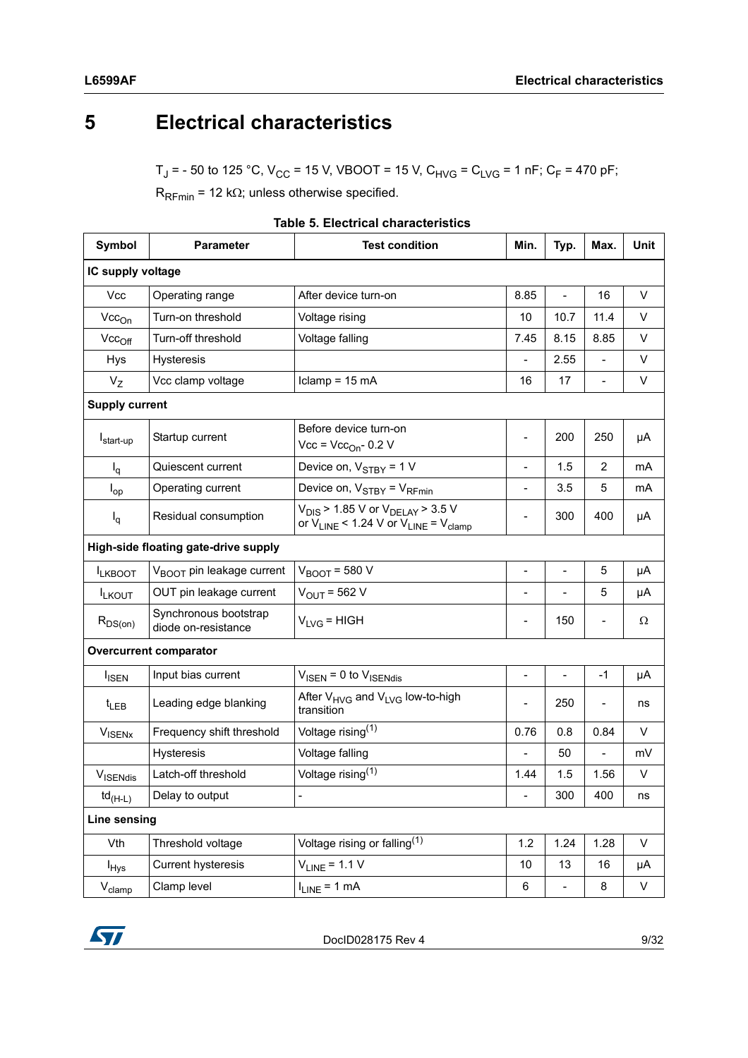# 5 Electrical characteristics

$T_J$ = - 50 to 125 °C, $V_{CC}$ = 15 V, VBOOT = 15 V, $C_{HVG}$ = $C_{LVG}$ = 1 nF; $C_F$ = 470 pF; $R_{RFmin}$ = 12 kΩ; unless otherwise specified.

**Table 5. Electrical characteristics**

| Symbol | Parameter | Test condition | Min. | Typ. | Max. | Unit |
|---|---|---|---|---|---|---|
| **IC supply voltage** | | | | | | |
| Vcc | Operating range | After device turn-on | 8.85 | - | 16 | V |
| $Vcc_{On}$ | Turn-on threshold | Voltage rising | 10 | 10.7 | 11.4 | V |
| $Vcc_{Off}$ | Turn-off threshold | Voltage falling | 7.45 | 8.15 | 8.85 | V |
| Hys | Hysteresis | | - | 2.55 | - | V |
| $V_Z$ | Vcc clamp voltage | Iclamp = 15 mA | 16 | 17 | - | V |
| **Supply current** | | | | | | |
| $I_{start\text{-}up}$ | Startup current | Before device turn-on<br>Vcc = $Vcc_{On}$- 0.2 V | - | 200 | 250 | µA |
| $I_q$ | Quiescent current | Device on, $V_{STBY}$ = 1 V | - | 1.5 | 2 | mA |
| $I_{op}$ | Operating current | Device on, $V_{STBY}$ = $V_{RFmin}$ | - | 3.5 | 5 | mA |
| $I_q$ | Residual consumption | $V_{DIS}$ > 1.85 V or $V_{DELAY}$ > 3.5 V or $V_{LINE}$ < 1.24 V or $V_{LINE}$ = $V_{clamp}$ | - | 300 | 400 | µA |
| **High-side floating gate-drive supply** | | | | | | |
| $I_{LKBOOT}$ | $V_{BOOT}$ pin leakage current | $V_{BOOT}$ = 580 V | - | - | 5 | µA |
| $I_{LKOUT}$ | OUT pin leakage current | $V_{OUT}$ = 562 V | - | - | 5 | µA |
| $R_{DS(on)}$ | Synchronous bootstrap diode on-resistance | $V_{LVG}$ = HIGH | - | 150 | - | Ω |
| **Overcurrent comparator** | | | | | | |
| $I_{ISEN}$ | Input bias current | $V_{ISEN}$ = 0 to $V_{ISENdis}$ | - | - | -1 | µA |
| $t_{LEB}$ | Leading edge blanking | After $V_{HVG}$ and $V_{LVG}$ low-to-high transition | - | 250 | - | ns |
| $V_{ISENx}$ | Frequency shift threshold | Voltage rising[1] | 0.76 | 0.8 | 0.84 | V |
| | Hysteresis | Voltage falling | - | 50 | - | mV |
| $V_{ISENdis}$ | Latch-off threshold | Voltage rising[1] | 1.44 | 1.5 | 1.56 | V |
| $td_{(H\text{-}L)}$ | Delay to output | - | - | 300 | 400 | ns |
| **Line sensing** | | | | | | |
| Vth | Threshold voltage | Voltage rising or falling[1] | 1.2 | 1.24 | 1.28 | V |
| $I_{Hys}$ | Current hysteresis | $V_{LINE}$ = 1.1 V | 10 | 13 | 16 | µA |
| $V_{clamp}$ | Clamp level | $I_{LINE}$ = 1 mA | 6 | - | 8 | V |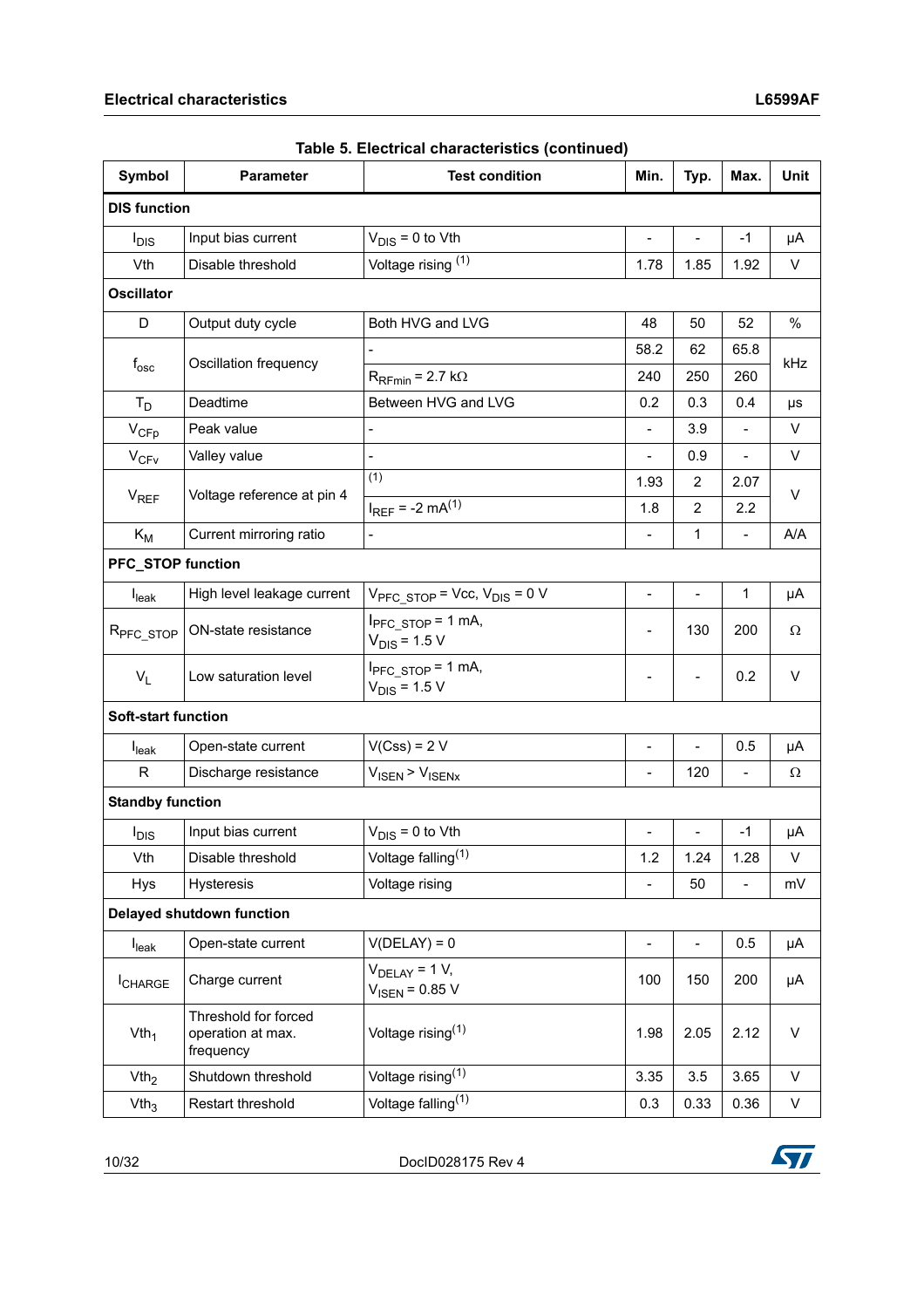Table 5. Electrical characteristics (continued)

| Symbol | Parameter | Test condition | Min. | Typ. | Max. | Unit |
|---|---|---|---|---|---|---|
| **DIS function** | | | | | | |
| $I_{DIS}$ | Input bias current | $V_{DIS}$ = 0 to Vth | - | - | -1 | µA |
| Vth | Disable threshold | Voltage rising (1) | 1.78 | 1.85 | 1.92 | V |
| **Oscillator** | | | | | | |
| D | Output duty cycle | Both HVG and LVG | 48 | 50 | 52 | % |
| $f_{osc}$ | Oscillation frequency | - | 58.2 | 62 | 65.8 | kHz |
| | | $R_{RFmin}$ = 2.7 kΩ | 240 | 250 | 260 | |
| $T_D$ | Deadtime | Between HVG and LVG | 0.2 | 0.3 | 0.4 | µs |
| $V_{CFp}$ | Peak value | - | - | 3.9 | - | V |
| $V_{CFv}$ | Valley value | - | - | 0.9 | - | V |
| $V_{REF}$ | Voltage reference at pin 4 | (1) | 1.93 | 2 | 2.07 | V |
| | | $I_{REF}$ = -2 mA(1) | 1.8 | 2 | 2.2 | |
| $K_M$ | Current mirroring ratio | - | - | 1 | - | A/A |
| **PFC_STOP function** | | | | | | |
| $I_{leak}$ | High level leakage current | $V_{PFC\_STOP}$ = Vcc, $V_{DIS}$ = 0 V | - | - | 1 | µA |
| $R_{PFC\_STOP}$ | ON-state resistance | $I_{PFC\_STOP}$ = 1 mA, $V_{DIS}$ = 1.5 V | - | 130 | 200 | Ω |
| $V_L$ | Low saturation level | $I_{PFC\_STOP}$ = 1 mA, $V_{DIS}$ = 1.5 V | - | - | 0.2 | V |
| **Soft-start function** | | | | | | |
| $I_{leak}$ | Open-state current | V(Css) = 2 V | - | - | 0.5 | µA |
| R | Discharge resistance | $V_{ISEN}$ > $V_{ISENx}$ | - | 120 | - | Ω |
| **Standby function** | | | | | | |
| $I_{DIS}$ | Input bias current | $V_{DIS}$ = 0 to Vth | - | - | -1 | µA |
| Vth | Disable threshold | Voltage falling(1) | 1.2 | 1.24 | 1.28 | V |
| Hys | Hysteresis | Voltage rising | - | 50 | - | mV |
| **Delayed shutdown function** | | | | | | |
| $I_{leak}$ | Open-state current | V(DELAY) = 0 | - | - | 0.5 | µA |
| $I_{CHARGE}$ | Charge current | $V_{DELAY}$ = 1 V, $V_{ISEN}$ = 0.85 V | 100 | 150 | 200 | µA |
| $Vth_1$ | Threshold for forced operation at max. frequency | Voltage rising(1) | 1.98 | 2.05 | 2.12 | V |
| $Vth_2$ | Shutdown threshold | Voltage rising(1) | 3.35 | 3.5 | 3.65 | V |
| $Vth_3$ | Restart threshold | Voltage falling(1) | 0.3 | 0.33 | 0.36 | V |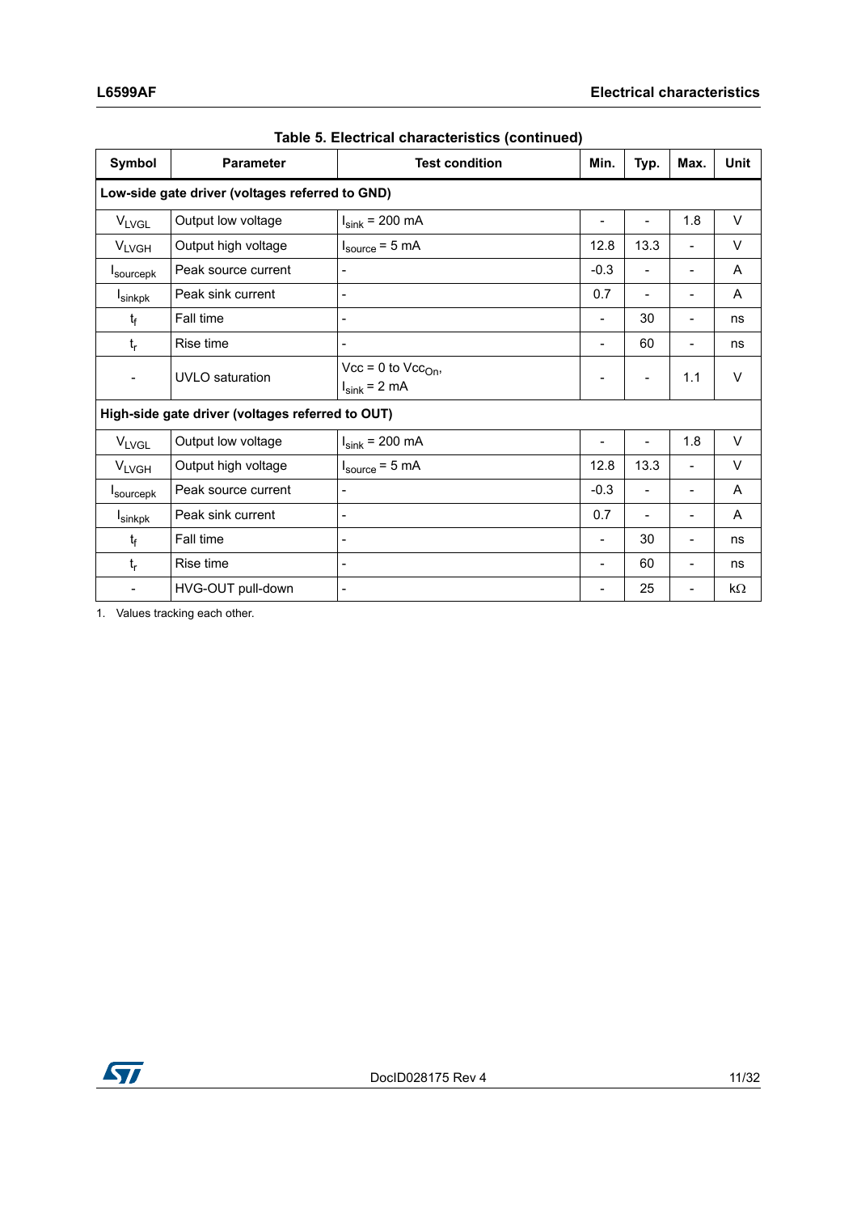**Table 5. Electrical characteristics (continued)**

| Symbol | Parameter | Test condition | Min. | Typ. | Max. | Unit |
|---|---|---|---|---|---|---|
| **Low-side gate driver (voltages referred to GND)** | | | | | | |
| $V_{LVGL}$ | Output low voltage | $I_{sink}$ = 200 mA | - | - | 1.8 | V |
| $V_{LVGH}$ | Output high voltage | $I_{source}$ = 5 mA | 12.8 | 13.3 | - | V |
| $I_{sourcepk}$ | Peak source current | - | -0.3 | - | - | A |
| $I_{sinkpk}$ | Peak sink current | - | 0.7 | - | - | A |
| $t_f$ | Fall time | - | - | 30 | - | ns |
| $t_r$ | Rise time | - | - | 60 | - | ns |
| - | UVLO saturation | Vcc = 0 to $Vcc_{On}$, $I_{sink}$ = 2 mA | - | - | 1.1 | V |
| **High-side gate driver (voltages referred to OUT)** | | | | | | |
| $V_{LVGL}$ | Output low voltage | $I_{sink}$ = 200 mA | - | - | 1.8 | V |
| $V_{LVGH}$ | Output high voltage | $I_{source}$ = 5 mA | 12.8 | 13.3 | - | V |
| $I_{sourcepk}$ | Peak source current | - | -0.3 | - | - | A |
| $I_{sinkpk}$ | Peak sink current | - | 0.7 | - | - | A |
| $t_f$ | Fall time | - | - | 30 | - | ns |
| $t_r$ | Rise time | - | - | 60 | - | ns |
| - | HVG-OUT pull-down | - | - | 25 | - | kΩ |

1. Values tracking each other.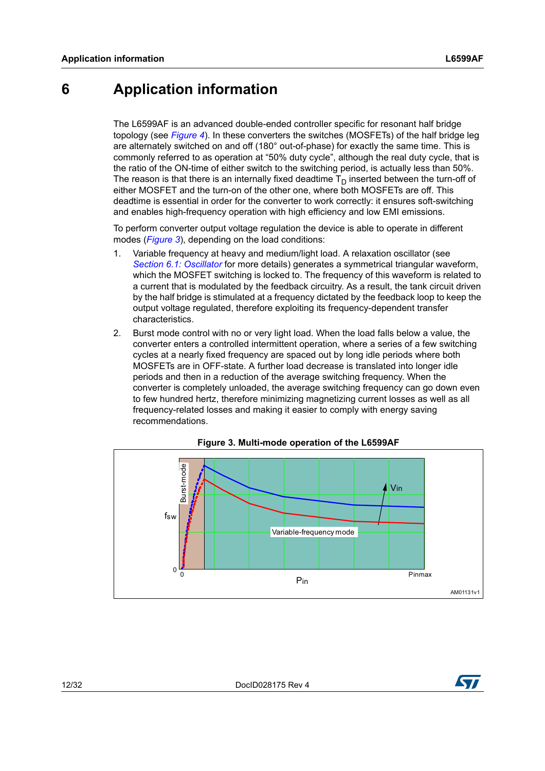# 6 Application information

The L6599AF is an advanced double-ended controller specific for resonant half bridge topology (see *Figure 4*). In these converters the switches (MOSFETs) of the half bridge leg are alternately switched on and off (180° out-of-phase) for exactly the same time. This is commonly referred to as operation at "50% duty cycle", although the real duty cycle, that is the ratio of the ON-time of either switch to the switching period, is actually less than 50%. The reason is that there is an internally fixed deadtime $T_D$ inserted between the turn-off of either MOSFET and the turn-on of the other one, where both MOSFETs are off. This deadtime is essential in order for the converter to work correctly: it ensures soft-switching and enables high-frequency operation with high efficiency and low EMI emissions.

To perform converter output voltage regulation the device is able to operate in different modes (*Figure 3*), depending on the load conditions:

1. Variable frequency at heavy and medium/light load. A relaxation oscillator (see *Section 6.1: Oscillator* for more details) generates a symmetrical triangular waveform, which the MOSFET switching is locked to. The frequency of this waveform is related to a current that is modulated by the feedback circuitry. As a result, the tank circuit driven by the half bridge is stimulated at a frequency dictated by the feedback loop to keep the output voltage regulated, therefore exploiting its frequency-dependent transfer characteristics.
2. Burst mode control with no or very light load. When the load falls below a value, the converter enters a controlled intermittent operation, where a series of a few switching cycles at a nearly fixed frequency are spaced out by long idle periods where both MOSFETs are in OFF-state. A further load decrease is translated into longer idle periods and then in a reduction of the average switching frequency. When the converter is completely unloaded, the average switching frequency can go down even to few hundred hertz, therefore minimizing magnetizing current losses as well as all frequency-related losses and making it easier to comply with energy saving recommendations.

**Figure 3. Multi-mode operation of the L6599AF**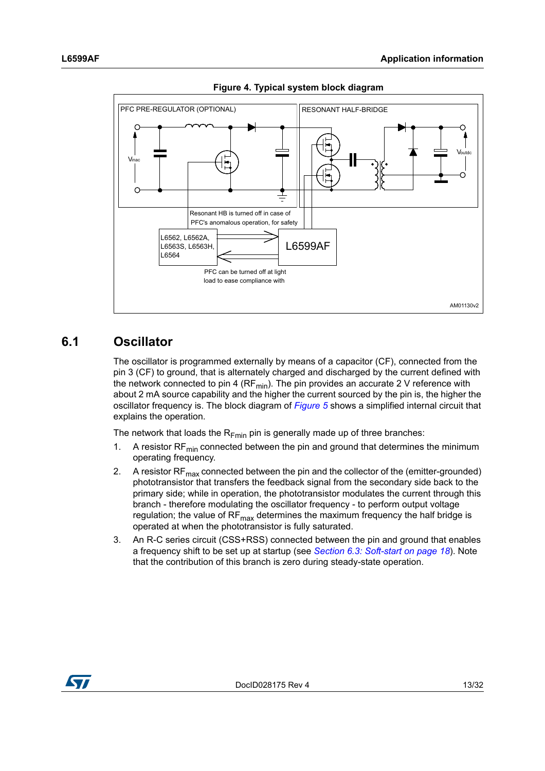**Figure 4. Typical system block diagram**

PFC PRE-REGULATOR (OPTIONAL)

RESONANT HALF-BRIDGE

Vinac

Voutdc

Resonant HB is turned off in case of PFC's anomalous operation, for safety

L6562, L6562A, L6563S, L6563H, L6564

L6599AF

PFC can be turned off at light load to ease compliance with

AM01130v2

## 6.1 Oscillator

The oscillator is programmed externally by means of a capacitor (CF), connected from the pin 3 (CF) to ground, that is alternately charged and discharged by the current defined with the network connected to pin 4 ($RF_{min}$). The pin provides an accurate 2 V reference with about 2 mA source capability and the higher the current sourced by the pin is, the higher the oscillator frequency is. The block diagram of *Figure 5* shows a simplified internal circuit that explains the operation.

The network that loads the $R_{Fmin}$ pin is generally made up of three branches:

1. A resistor $RF_{min}$ connected between the pin and ground that determines the minimum operating frequency.
2. A resistor $RF_{max}$ connected between the pin and the collector of the (emitter-grounded) phototransistor that transfers the feedback signal from the secondary side back to the primary side; while in operation, the phototransistor modulates the current through this branch - therefore modulating the oscillator frequency - to perform output voltage regulation; the value of $RF_{max}$ determines the maximum frequency the half bridge is operated at when the phototransistor is fully saturated.
3. An R-C series circuit (CSS+RSS) connected between the pin and ground that enables a frequency shift to be set up at startup (see *Section 6.3: Soft-start on page 18*). Note that the contribution of this branch is zero during steady-state operation.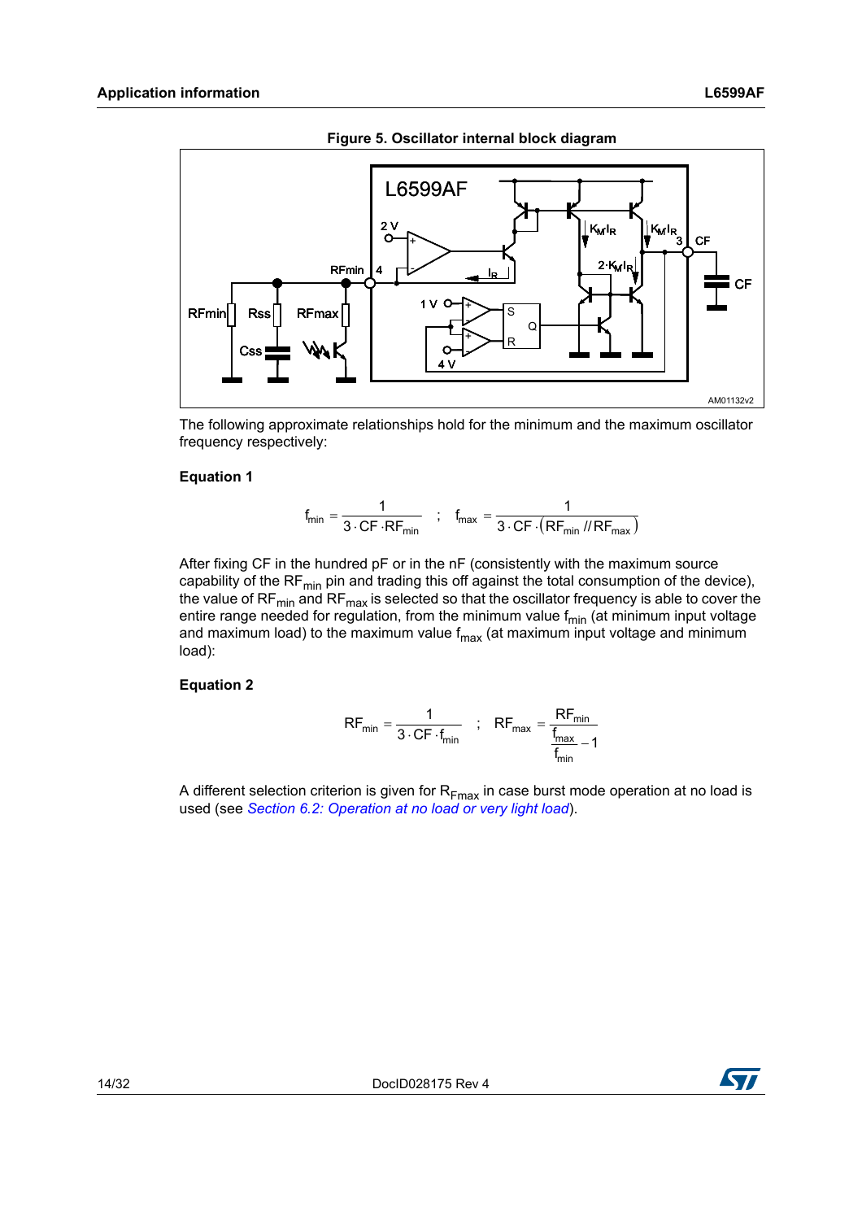**Figure 5. Oscillator internal block diagram**

The following approximate relationships hold for the minimum and the maximum oscillator frequency respectively:

**Equation 1**

$$f_{min} = \frac{1}{3 \cdot CF \cdot RF_{min}} \quad ; \quad f_{max} = \frac{1}{3 \cdot CF \cdot (RF_{min} // RF_{max})}$$

After fixing CF in the hundred pF or in the nF (consistently with the maximum source capability of the $RF_{min}$ pin and trading this off against the total consumption of the device), the value of $RF_{min}$ and $RF_{max}$ is selected so that the oscillator frequency is able to cover the entire range needed for regulation, from the minimum value $f_{min}$ (at minimum input voltage and maximum load) to the maximum value $f_{max}$ (at maximum input voltage and minimum load):

**Equation 2**

$$RF_{min} = \frac{1}{3 \cdot CF \cdot f_{min}} \quad ; \quad RF_{max} = \frac{RF_{min}}{\frac{f_{max}}{f_{min}} - 1}$$

A different selection criterion is given for $R_{Fmax}$ in case burst mode operation at no load is used (see *Section 6.2: Operation at no load or very light load*).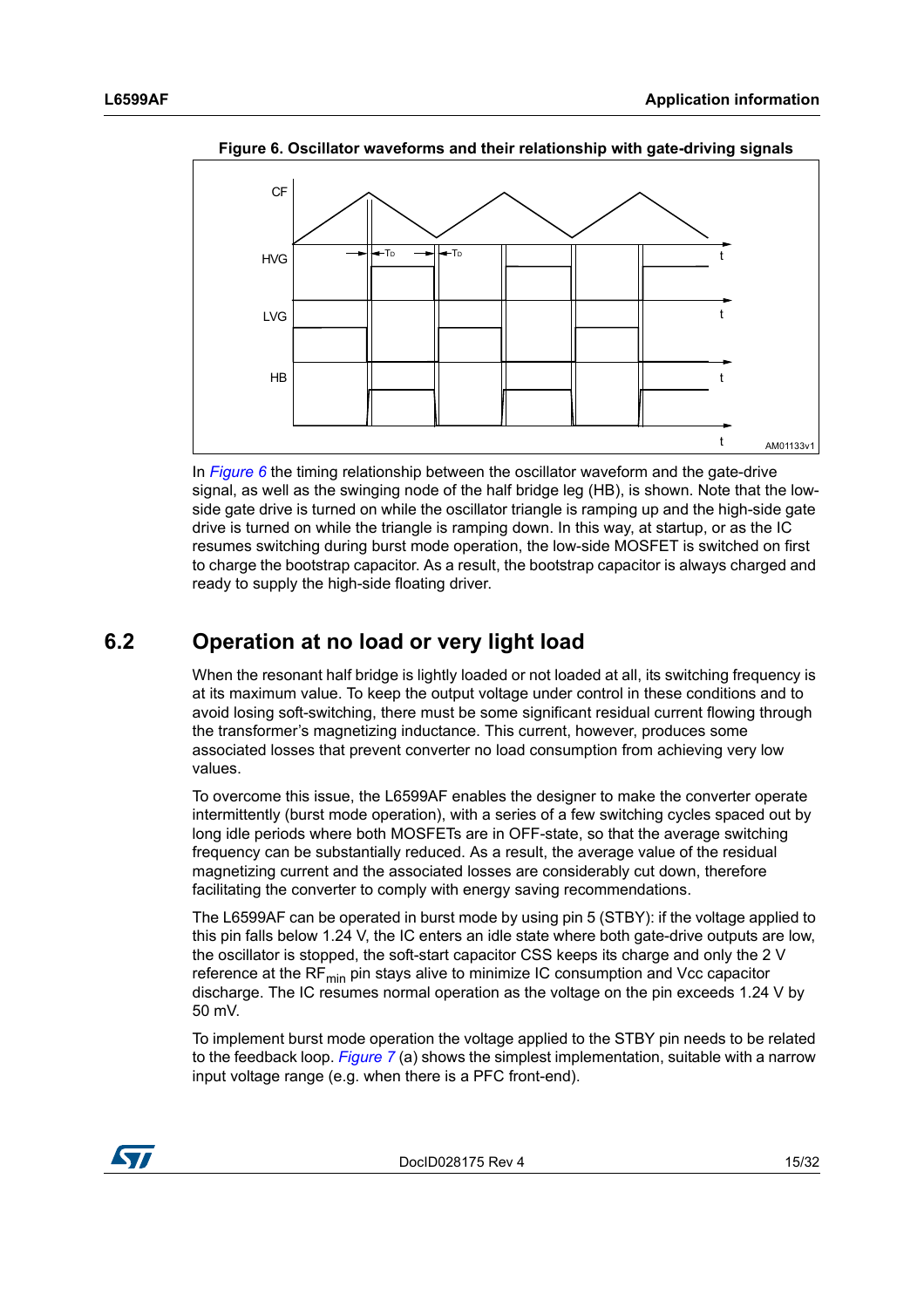**Figure 6. Oscillator waveforms and their relationship with gate-driving signals**

In *Figure 6* the timing relationship between the oscillator waveform and the gate-drive signal, as well as the swinging node of the half bridge leg (HB), is shown. Note that the low-side gate drive is turned on while the oscillator triangle is ramping up and the high-side gate drive is turned on while the triangle is ramping down. In this way, at startup, or as the IC resumes switching during burst mode operation, the low-side MOSFET is switched on first to charge the bootstrap capacitor. As a result, the bootstrap capacitor is always charged and ready to supply the high-side floating driver.

## 6.2 Operation at no load or very light load

When the resonant half bridge is lightly loaded or not loaded at all, its switching frequency is at its maximum value. To keep the output voltage under control in these conditions and to avoid losing soft-switching, there must be some significant residual current flowing through the transformer's magnetizing inductance. This current, however, produces some associated losses that prevent converter no load consumption from achieving very low values.

To overcome this issue, the L6599AF enables the designer to make the converter operate intermittently (burst mode operation), with a series of a few switching cycles spaced out by long idle periods where both MOSFETs are in OFF-state, so that the average switching frequency can be substantially reduced. As a result, the average value of the residual magnetizing current and the associated losses are considerably cut down, therefore facilitating the converter to comply with energy saving recommendations.

The L6599AF can be operated in burst mode by using pin 5 (STBY): if the voltage applied to this pin falls below 1.24 V, the IC enters an idle state where both gate-drive outputs are low, the oscillator is stopped, the soft-start capacitor CSS keeps its charge and only the 2 V reference at the $RF_{min}$ pin stays alive to minimize IC consumption and Vcc capacitor discharge. The IC resumes normal operation as the voltage on the pin exceeds 1.24 V by 50 mV.

To implement burst mode operation the voltage applied to the STBY pin needs to be related to the feedback loop. *Figure 7* (a) shows the simplest implementation, suitable with a narrow input voltage range (e.g. when there is a PFC front-end).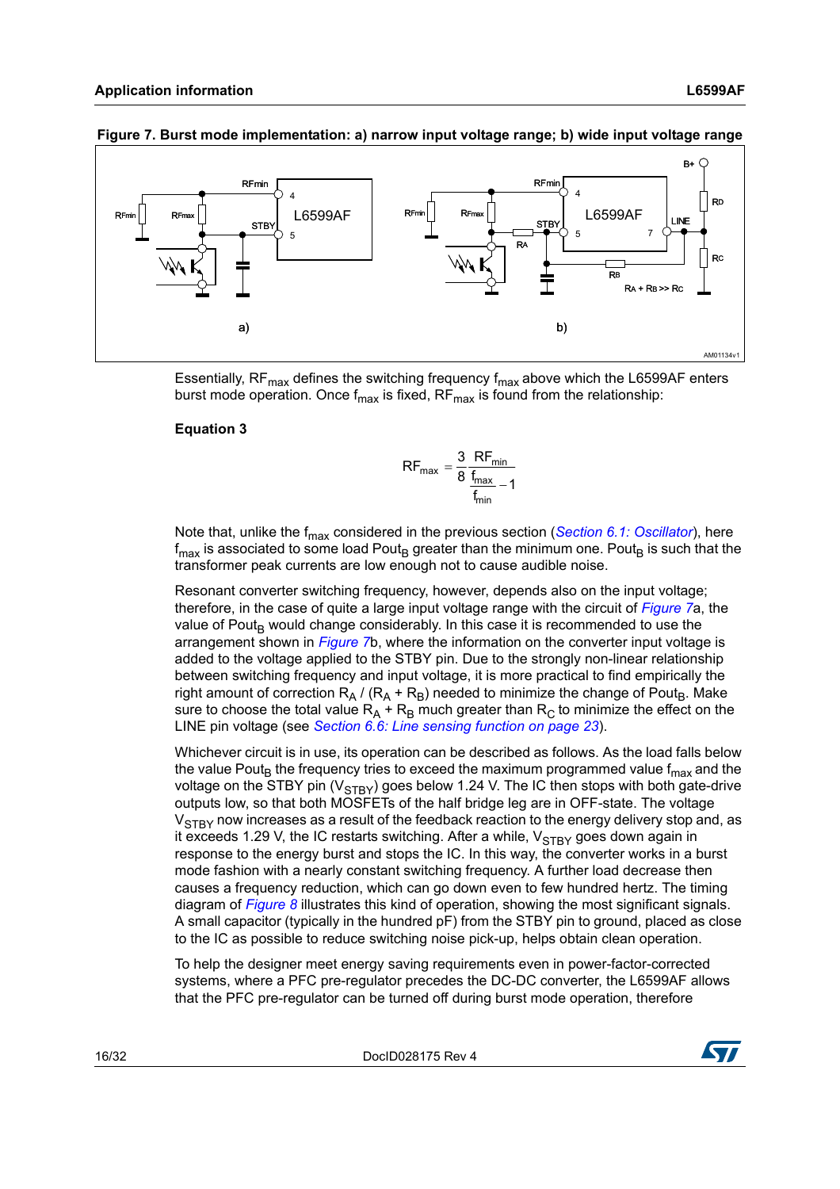**Figure 7. Burst mode implementation: a) narrow input voltage range; b) wide input voltage range**

Essentially, $RF_{max}$ defines the switching frequency $f_{max}$ above which the L6599AF enters burst mode operation. Once $f_{max}$ is fixed, $RF_{max}$ is found from the relationship:

**Equation 3**

$$RF_{max} = \frac{3}{8}\frac{RF_{min}}{\frac{f_{max}}{f_{min}} - 1}$$

Note that, unlike the $f_{max}$ considered in the previous section (*Section 6.1: Oscillator*), here $f_{max}$ is associated to some load $Pout_B$ greater than the minimum one. $Pout_B$ is such that the transformer peak currents are low enough not to cause audible noise.

Resonant converter switching frequency, however, depends also on the input voltage; therefore, in the case of quite a large input voltage range with the circuit of *Figure 7*a, the value of $Pout_B$ would change considerably. In this case it is recommended to use the arrangement shown in *Figure 7*b, where the information on the converter input voltage is added to the voltage applied to the STBY pin. Due to the strongly non-linear relationship between switching frequency and input voltage, it is more practical to find empirically the right amount of correction $R_A$ / ($R_A$ + $R_B$) needed to minimize the change of $Pout_B$. Make sure to choose the total value $R_A$ + $R_B$ much greater than $R_C$ to minimize the effect on the LINE pin voltage (see *Section 6.6: Line sensing function on page 23*).

Whichever circuit is in use, its operation can be described as follows. As the load falls below the value $Pout_B$ the frequency tries to exceed the maximum programmed value $f_{max}$ and the voltage on the STBY pin ($V_{STBY}$) goes below 1.24 V. The IC then stops with both gate-drive outputs low, so that both MOSFETs of the half bridge leg are in OFF-state. The voltage $V_{STBY}$ now increases as a result of the feedback reaction to the energy delivery stop and, as it exceeds 1.29 V, the IC restarts switching. After a while, $V_{STBY}$ goes down again in response to the energy burst and stops the IC. In this way, the converter works in a burst mode fashion with a nearly constant switching frequency. A further load decrease then causes a frequency reduction, which can go down even to few hundred hertz. The timing diagram of *Figure 8* illustrates this kind of operation, showing the most significant signals. A small capacitor (typically in the hundred pF) from the STBY pin to ground, placed as close to the IC as possible to reduce switching noise pick-up, helps obtain clean operation.

To help the designer meet energy saving requirements even in power-factor-corrected systems, where a PFC pre-regulator precedes the DC-DC converter, the L6599AF allows that the PFC pre-regulator can be turned off during burst mode operation, therefore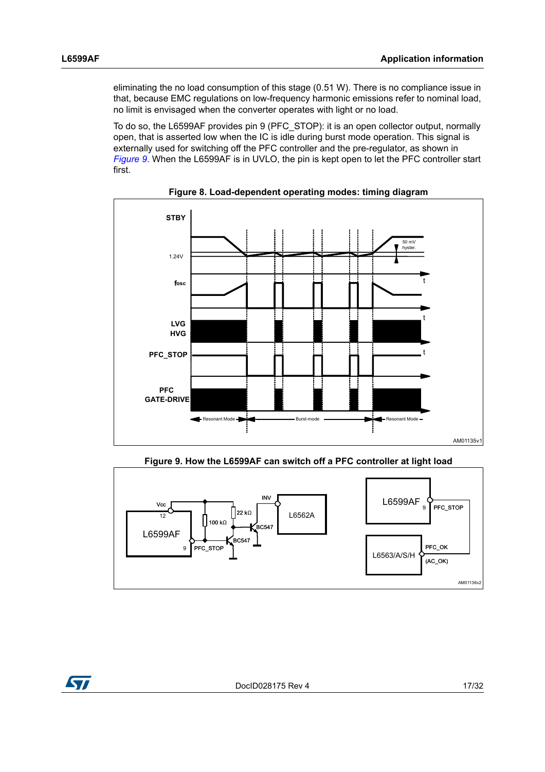eliminating the no load consumption of this stage (0.51 W). There is no compliance issue in that, because EMC regulations on low-frequency harmonic emissions refer to nominal load, no limit is envisaged when the converter operates with light or no load.

To do so, the L6599AF provides pin 9 (PFC_STOP): it is an open collector output, normally open, that is asserted low when the IC is idle during burst mode operation. This signal is externally used for switching off the PFC controller and the pre-regulator, as shown in *Figure 9*. When the L6599AF is in UVLO, the pin is kept open to let the PFC controller start first.

**Figure 8. Load-dependent operating modes: timing diagram**

**Figure 9. How the L6599AF can switch off a PFC controller at light load**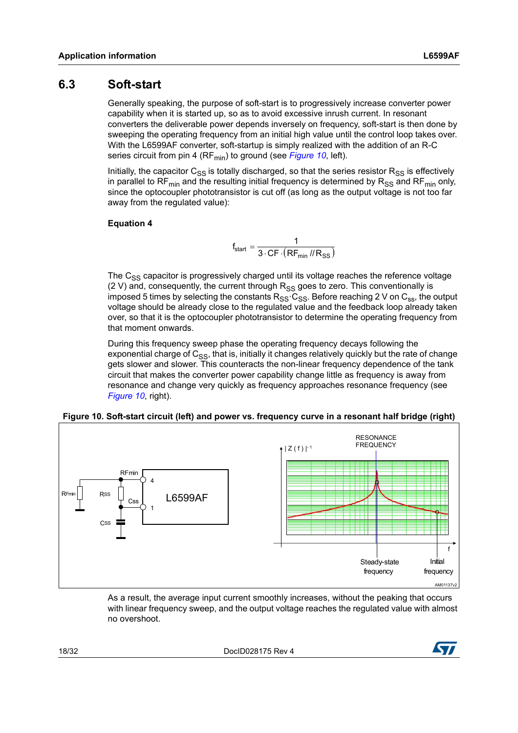## 6.3 Soft-start

Generally speaking, the purpose of soft-start is to progressively increase converter power capability when it is started up, so as to avoid excessive inrush current. In resonant converters the deliverable power depends inversely on frequency, soft-start is then done by sweeping the operating frequency from an initial high value until the control loop takes over. With the L6599AF converter, soft-startup is simply realized with the addition of an R-C series circuit from pin 4 ($RF_{min}$) to ground (see *Figure 10*, left).

Initially, the capacitor $C_{SS}$ is totally discharged, so that the series resistor $R_{SS}$ is effectively in parallel to $RF_{min}$ and the resulting initial frequency is determined by $R_{SS}$ and $RF_{min}$ only, since the optocoupler phototransistor is cut off (as long as the output voltage is not too far away from the regulated value):

**Equation 4**

$$f_{start} = \frac{1}{3 \cdot CF \cdot (RF_{min} // R_{SS})}$$

The $C_{SS}$ capacitor is progressively charged until its voltage reaches the reference voltage (2 V) and, consequently, the current through $R_{SS}$ goes to zero. This conventionally is imposed 5 times by selecting the constants $R_{SS} \cdot C_{SS}$. Before reaching 2 V on $C_{ss}$, the output voltage should be already close to the regulated value and the feedback loop already taken over, so that it is the optocoupler phototransistor to determine the operating frequency from that moment onwards.

During this frequency sweep phase the operating frequency decays following the exponential charge of $C_{SS}$, that is, initially it changes relatively quickly but the rate of change gets slower and slower. This counteracts the non-linear frequency dependence of the tank circuit that makes the converter power capability change little as frequency is away from resonance and change very quickly as frequency approaches resonance frequency (see *Figure 10*, right).

**Figure 10. Soft-start circuit (left) and power vs. frequency curve in a resonant half bridge (right)**

As a result, the average input current smoothly increases, without the peaking that occurs with linear frequency sweep, and the output voltage reaches the regulated value with almost no overshoot.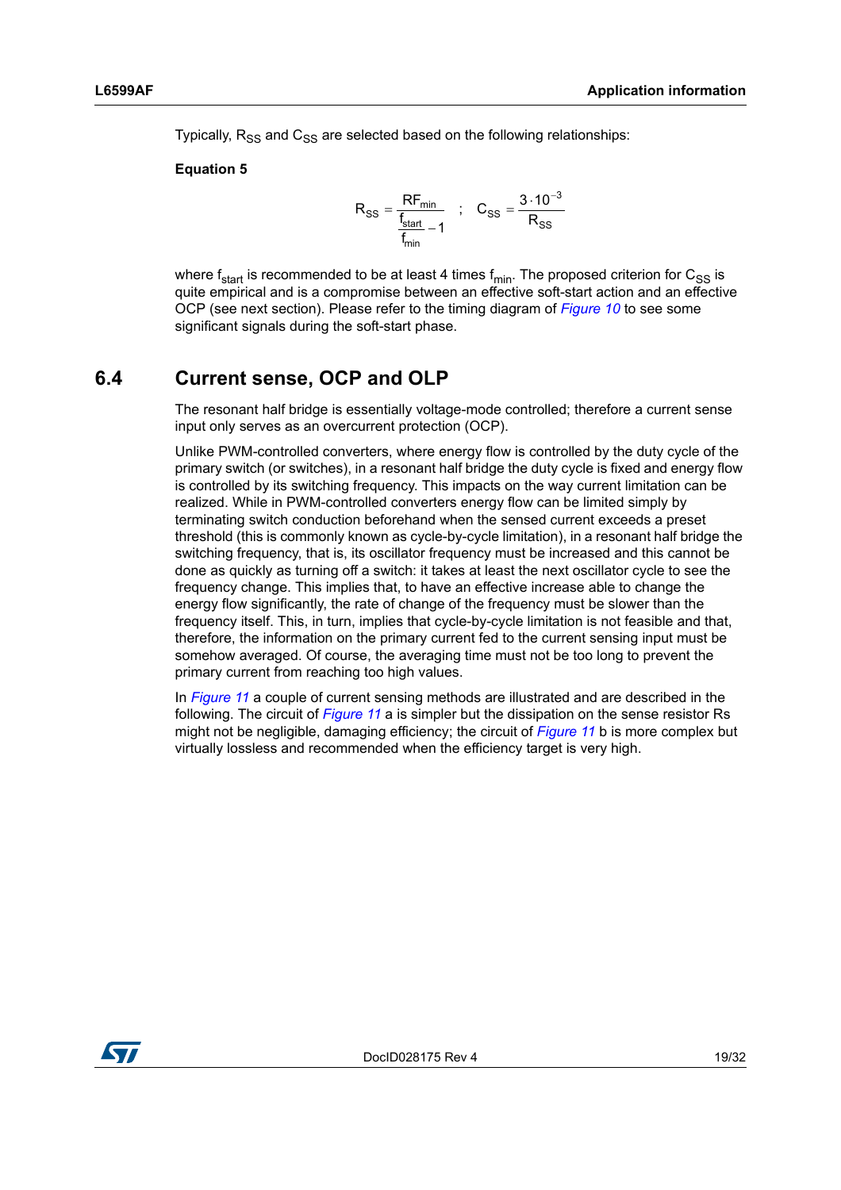Typically, $R_{SS}$ and $C_{SS}$ are selected based on the following relationships:

**Equation 5**

$$R_{SS} = \frac{RF_{min}}{\frac{f_{start}}{f_{min}} - 1} \quad ; \quad C_{SS} = \frac{3 \cdot 10^{-3}}{R_{SS}}$$

where $f_{start}$ is recommended to be at least 4 times $f_{min}$. The proposed criterion for $C_{SS}$ is quite empirical and is a compromise between an effective soft-start action and an effective OCP (see next section). Please refer to the timing diagram of *Figure 10* to see some significant signals during the soft-start phase.

## 6.4 Current sense, OCP and OLP

The resonant half bridge is essentially voltage-mode controlled; therefore a current sense input only serves as an overcurrent protection (OCP).

Unlike PWM-controlled converters, where energy flow is controlled by the duty cycle of the primary switch (or switches), in a resonant half bridge the duty cycle is fixed and energy flow is controlled by its switching frequency. This impacts on the way current limitation can be realized. While in PWM-controlled converters energy flow can be limited simply by terminating switch conduction beforehand when the sensed current exceeds a preset threshold (this is commonly known as cycle-by-cycle limitation), in a resonant half bridge the switching frequency, that is, its oscillator frequency must be increased and this cannot be done as quickly as turning off a switch: it takes at least the next oscillator cycle to see the frequency change. This implies that, to have an effective increase able to change the energy flow significantly, the rate of change of the frequency must be slower than the frequency itself. This, in turn, implies that cycle-by-cycle limitation is not feasible and that, therefore, the information on the primary current fed to the current sensing input must be somehow averaged. Of course, the averaging time must not be too long to prevent the primary current from reaching too high values.

In *Figure 11* a couple of current sensing methods are illustrated and are described in the following. The circuit of *Figure 11* a is simpler but the dissipation on the sense resistor Rs might not be negligible, damaging efficiency; the circuit of *Figure 11* b is more complex but virtually lossless and recommended when the efficiency target is very high.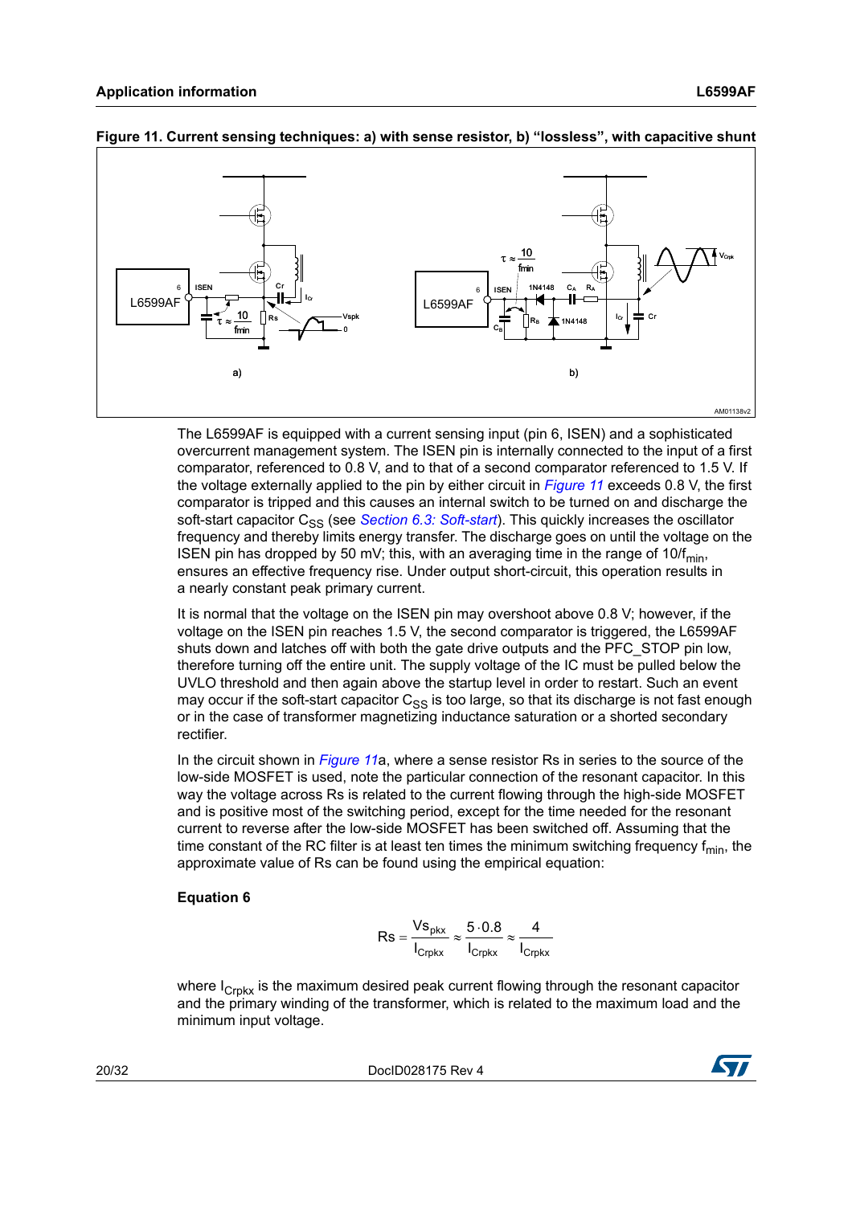**Figure 11. Current sensing techniques: a) with sense resistor, b) "lossless", with capacitive shunt**

The L6599AF is equipped with a current sensing input (pin 6, ISEN) and a sophisticated overcurrent management system. The ISEN pin is internally connected to the input of a first comparator, referenced to 0.8 V, and to that of a second comparator referenced to 1.5 V. If the voltage externally applied to the pin by either circuit in *Figure 11* exceeds 0.8 V, the first comparator is tripped and this causes an internal switch to be turned on and discharge the soft-start capacitor $C_{SS}$ (see *Section 6.3: Soft-start*). This quickly increases the oscillator frequency and thereby limits energy transfer. The discharge goes on until the voltage on the ISEN pin has dropped by 50 mV; this, with an averaging time in the range of $10/f_{min}$, ensures an effective frequency rise. Under output short-circuit, this operation results in a nearly constant peak primary current.

It is normal that the voltage on the ISEN pin may overshoot above 0.8 V; however, if the voltage on the ISEN pin reaches 1.5 V, the second comparator is triggered, the L6599AF shuts down and latches off with both the gate drive outputs and the PFC_STOP pin low, therefore turning off the entire unit. The supply voltage of the IC must be pulled below the UVLO threshold and then again above the startup level in order to restart. Such an event may occur if the soft-start capacitor $C_{SS}$ is too large, so that its discharge is not fast enough or in the case of transformer magnetizing inductance saturation or a shorted secondary rectifier.

In the circuit shown in *Figure 11*a, where a sense resistor Rs in series to the source of the low-side MOSFET is used, note the particular connection of the resonant capacitor. In this way the voltage across Rs is related to the current flowing through the high-side MOSFET and is positive most of the switching period, except for the time needed for the resonant current to reverse after the low-side MOSFET has been switched off. Assuming that the time constant of the RC filter is at least ten times the minimum switching frequency $f_{min}$, the approximate value of Rs can be found using the empirical equation:

**Equation 6**

$$Rs = \frac{Vs_{pkx}}{I_{Crpkx}} \approx \frac{5 \cdot 0.8}{I_{Crpkx}} \approx \frac{4}{I_{Crpkx}}$$

where $I_{Crpkx}$ is the maximum desired peak current flowing through the resonant capacitor and the primary winding of the transformer, which is related to the maximum load and the minimum input voltage.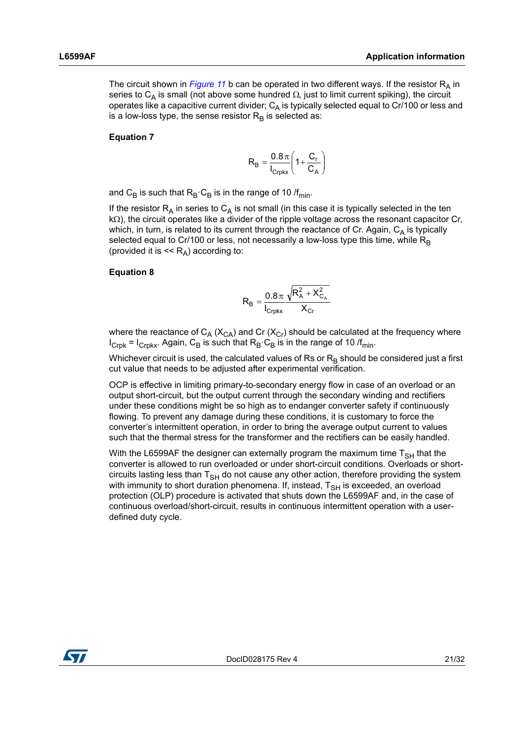The circuit shown in *Figure 11* b can be operated in two different ways. If the resistor $R_A$ in series to $C_A$ is small (not above some hundred Ω, just to limit current spiking), the circuit operates like a capacitive current divider; $C_A$ is typically selected equal to Cr/100 or less and is a low-loss type, the sense resistor $R_B$ is selected as:

**Equation 7**

$$R_B = \frac{0.8\pi}{I_{Crpkx}}\left(1 + \frac{C_r}{C_A}\right)$$

and $C_B$ is such that $R_B \cdot C_B$ is in the range of 10 $/f_{min}$.

If the resistor $R_A$ in series to $C_A$ is not small (in this case it is typically selected in the ten kΩ), the circuit operates like a divider of the ripple voltage across the resonant capacitor Cr, which, in turn, is related to its current through the reactance of Cr. Again, $C_A$ is typically selected equal to Cr/100 or less, not necessarily a low-loss type this time, while $R_B$ (provided it is << $R_A$) according to:

**Equation 8**

$$R_B = \frac{0.8\pi}{I_{Crpkx}} \frac{\sqrt{R_A^2 + X_{C_A}^2}}{X_{Cr}}$$

where the reactance of $C_A$ ($X_{CA}$) and Cr ($X_{Cr}$) should be calculated at the frequency where $I_{Crpk} = I_{Crpkx}$. Again, $C_B$ is such that $R_B \cdot C_B$ is in the range of 10 $/f_{min}$.

Whichever circuit is used, the calculated values of Rs or $R_B$ should be considered just a first cut value that needs to be adjusted after experimental verification.

OCP is effective in limiting primary-to-secondary energy flow in case of an overload or an output short-circuit, but the output current through the secondary winding and rectifiers under these conditions might be so high as to endanger converter safety if continuously flowing. To prevent any damage during these conditions, it is customary to force the converter's intermittent operation, in order to bring the average output current to values such that the thermal stress for the transformer and the rectifiers can be easily handled.

With the L6599AF the designer can externally program the maximum time $T_{SH}$ that the converter is allowed to run overloaded or under short-circuit conditions. Overloads or short-circuits lasting less than $T_{SH}$ do not cause any other action, therefore providing the system with immunity to short duration phenomena. If, instead, $T_{SH}$ is exceeded, an overload protection (OLP) procedure is activated that shuts down the L6599AF and, in the case of continuous overload/short-circuit, results in continuous intermittent operation with a user-defined duty cycle.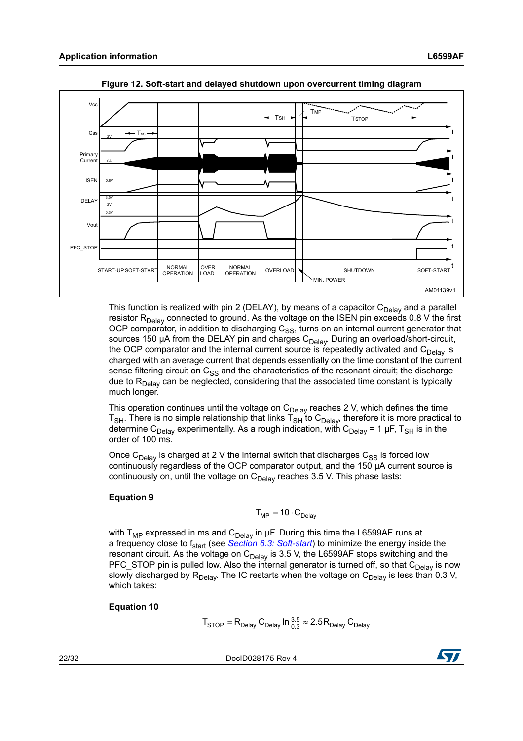**Figure 12. Soft-start and delayed shutdown upon overcurrent timing diagram**

This function is realized with pin 2 (DELAY), by means of a capacitor $C_{Delay}$ and a parallel resistor $R_{Delay}$ connected to ground. As the voltage on the ISEN pin exceeds 0.8 V the first OCP comparator, in addition to discharging $C_{SS}$, turns on an internal current generator that sources 150 µA from the DELAY pin and charges $C_{Delay}$. During an overload/short-circuit, the OCP comparator and the internal current source is repeatedly activated and $C_{Delay}$ is charged with an average current that depends essentially on the time constant of the current sense filtering circuit on $C_{SS}$ and the characteristics of the resonant circuit; the discharge due to $R_{Delay}$ can be neglected, considering that the associated time constant is typically much longer.

This operation continues until the voltage on $C_{Delay}$ reaches 2 V, which defines the time $T_{SH}$. There is no simple relationship that links $T_{SH}$ to $C_{Delay}$, therefore it is more practical to determine $C_{Delay}$ experimentally. As a rough indication, with $C_{Delay}$ = 1 µF, $T_{SH}$ is in the order of 100 ms.

Once $C_{Delay}$ is charged at 2 V the internal switch that discharges $C_{SS}$ is forced low continuously regardless of the OCP comparator output, and the 150 µA current source is continuously on, until the voltage on $C_{Delay}$ reaches 3.5 V. This phase lasts:

**Equation 9**

$$T_{MP} = 10 \cdot C_{Delay}$$

with $T_{MP}$ expressed in ms and $C_{Delay}$ in µF. During this time the L6599AF runs at a frequency close to $f_{start}$ (see *Section 6.3: Soft-start*) to minimize the energy inside the resonant circuit. As the voltage on $C_{Delay}$ is 3.5 V, the L6599AF stops switching and the PFC_STOP pin is pulled low. Also the internal generator is turned off, so that $C_{Delay}$ is now slowly discharged by $R_{Delay}$. The IC restarts when the voltage on $C_{Delay}$ is less than 0.3 V, which takes:

**Equation 10**

$$T_{STOP} = R_{Delay}\, C_{Delay} \ln \frac{3.5}{0.3} \approx 2.5 R_{Delay}\, C_{Delay}$$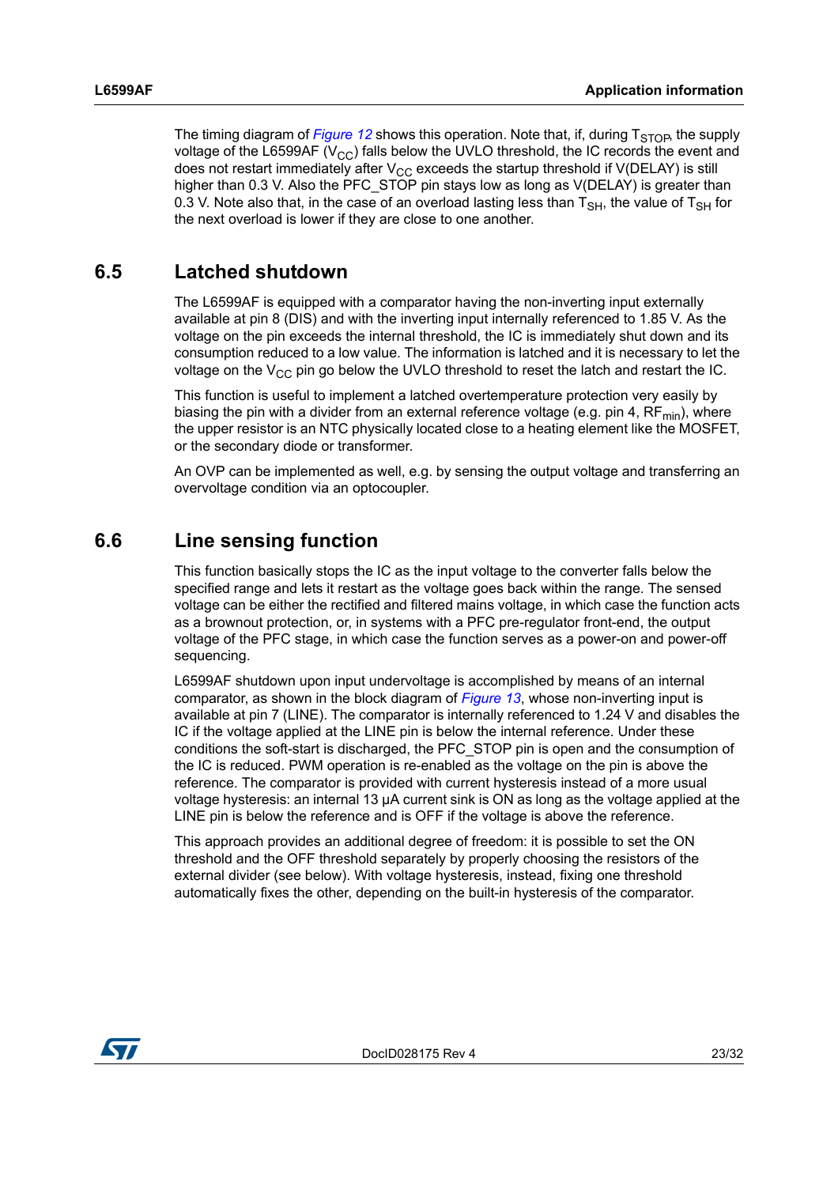The timing diagram of *Figure 12* shows this operation. Note that, if, during $T_{STOP}$, the supply voltage of the L6599AF ($V_{CC}$) falls below the UVLO threshold, the IC records the event and does not restart immediately after $V_{CC}$ exceeds the startup threshold if V(DELAY) is still higher than 0.3 V. Also the PFC_STOP pin stays low as long as V(DELAY) is greater than 0.3 V. Note also that, in the case of an overload lasting less than $T_{SH}$, the value of $T_{SH}$ for the next overload is lower if they are close to one another.

## 6.5 Latched shutdown

The L6599AF is equipped with a comparator having the non-inverting input externally available at pin 8 (DIS) and with the inverting input internally referenced to 1.85 V. As the voltage on the pin exceeds the internal threshold, the IC is immediately shut down and its consumption reduced to a low value. The information is latched and it is necessary to let the voltage on the $V_{CC}$ pin go below the UVLO threshold to reset the latch and restart the IC.

This function is useful to implement a latched overtemperature protection very easily by biasing the pin with a divider from an external reference voltage (e.g. pin 4, $RF_{min}$), where the upper resistor is an NTC physically located close to a heating element like the MOSFET, or the secondary diode or transformer.

An OVP can be implemented as well, e.g. by sensing the output voltage and transferring an overvoltage condition via an optocoupler.

## 6.6 Line sensing function

This function basically stops the IC as the input voltage to the converter falls below the specified range and lets it restart as the voltage goes back within the range. The sensed voltage can be either the rectified and filtered mains voltage, in which case the function acts as a brownout protection, or, in systems with a PFC pre-regulator front-end, the output voltage of the PFC stage, in which case the function serves as a power-on and power-off sequencing.

L6599AF shutdown upon input undervoltage is accomplished by means of an internal comparator, as shown in the block diagram of *Figure 13*, whose non-inverting input is available at pin 7 (LINE). The comparator is internally referenced to 1.24 V and disables the IC if the voltage applied at the LINE pin is below the internal reference. Under these conditions the soft-start is discharged, the PFC_STOP pin is open and the consumption of the IC is reduced. PWM operation is re-enabled as the voltage on the pin is above the reference. The comparator is provided with current hysteresis instead of a more usual voltage hysteresis: an internal 13 µA current sink is ON as long as the voltage applied at the LINE pin is below the reference and is OFF if the voltage is above the reference.

This approach provides an additional degree of freedom: it is possible to set the ON threshold and the OFF threshold separately by properly choosing the resistors of the external divider (see below). With voltage hysteresis, instead, fixing one threshold automatically fixes the other, depending on the built-in hysteresis of the comparator.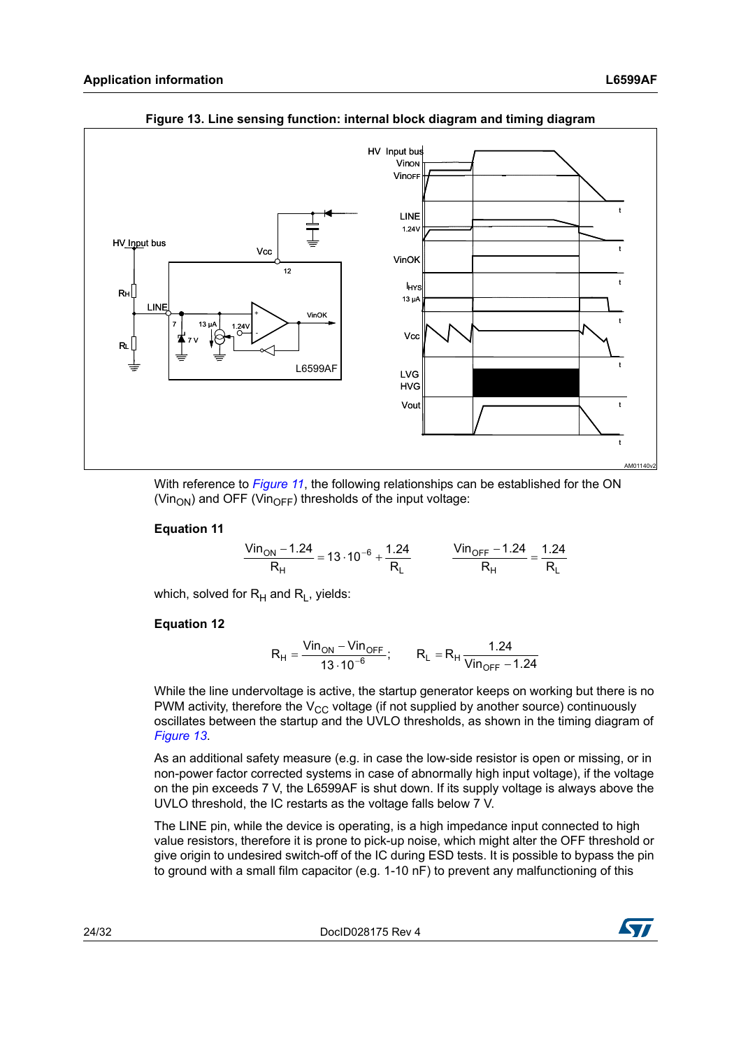**Figure 13. Line sensing function: internal block diagram and timing diagram**

With reference to *Figure 11*, the following relationships can be established for the ON ($Vin_{ON}$) and OFF ($Vin_{OFF}$) thresholds of the input voltage:

**Equation 11**

$$\frac{Vin_{ON} - 1.24}{R_H} = 13 \cdot 10^{-6} + \frac{1.24}{R_L} \qquad \frac{Vin_{OFF} - 1.24}{R_H} = \frac{1.24}{R_L}$$

which, solved for $R_H$ and $R_L$, yields:

**Equation 12**

$$R_H = \frac{Vin_{ON} - Vin_{OFF}}{13 \cdot 10^{-6}}; \qquad R_L = R_H \frac{1.24}{Vin_{OFF} - 1.24}$$

While the line undervoltage is active, the startup generator keeps on working but there is no PWM activity, therefore the $V_{CC}$ voltage (if not supplied by another source) continuously oscillates between the startup and the UVLO thresholds, as shown in the timing diagram of *Figure 13*.

As an additional safety measure (e.g. in case the low-side resistor is open or missing, or in non-power factor corrected systems in case of abnormally high input voltage), if the voltage on the pin exceeds 7 V, the L6599AF is shut down. If its supply voltage is always above the UVLO threshold, the IC restarts as the voltage falls below 7 V.

The LINE pin, while the device is operating, is a high impedance input connected to high value resistors, therefore it is prone to pick-up noise, which might alter the OFF threshold or give origin to undesired switch-off of the IC during ESD tests. It is possible to bypass the pin to ground with a small film capacitor (e.g. 1-10 nF) to prevent any malfunctioning of this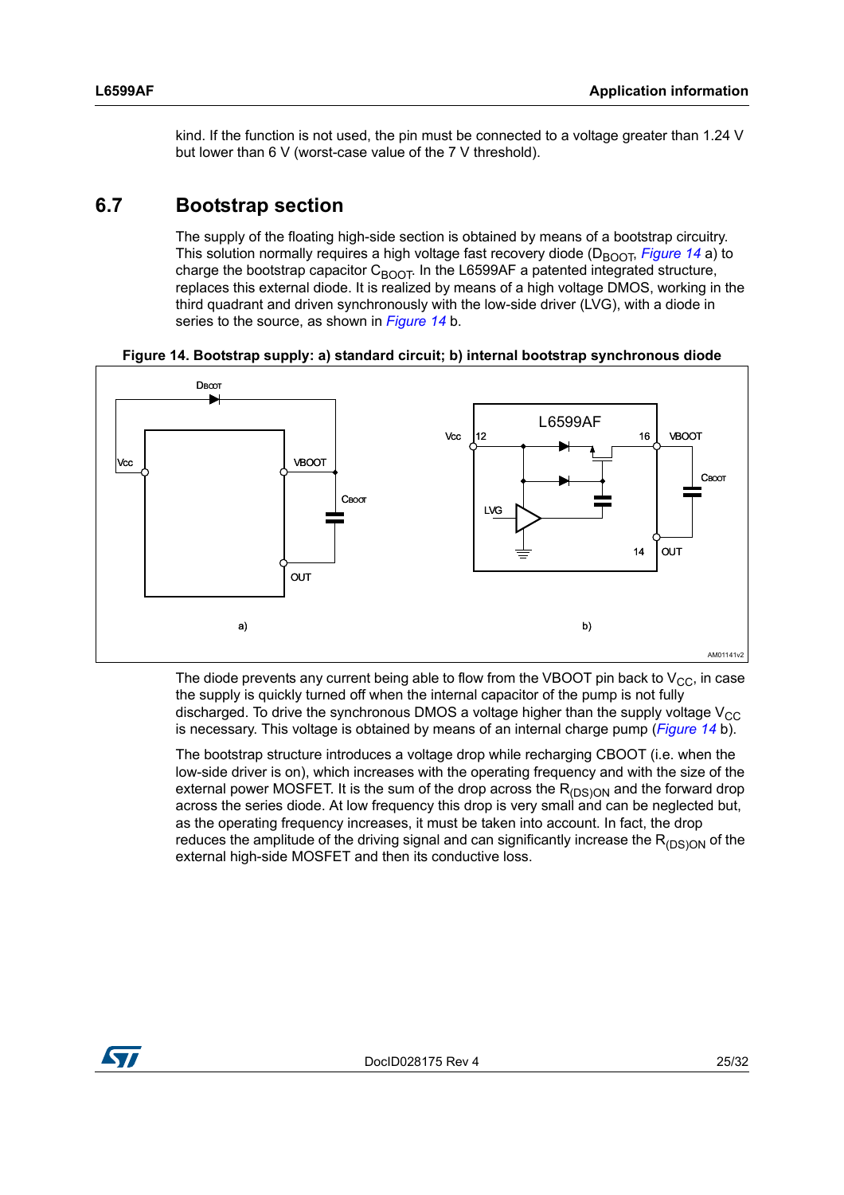kind. If the function is not used, the pin must be connected to a voltage greater than 1.24 V but lower than 6 V (worst-case value of the 7 V threshold).

## 6.7 Bootstrap section

The supply of the floating high-side section is obtained by means of a bootstrap circuitry. This solution normally requires a high voltage fast recovery diode ($D_{BOOT}$, *Figure 14* a) to charge the bootstrap capacitor $C_{BOOT}$. In the L6599AF a patented integrated structure, replaces this external diode. It is realized by means of a high voltage DMOS, working in the third quadrant and driven synchronously with the low-side driver (LVG), with a diode in series to the source, as shown in *Figure 14* b.

**Figure 14. Bootstrap supply: a) standard circuit; b) internal bootstrap synchronous diode**

The diode prevents any current being able to flow from the VBOOT pin back to $V_{CC}$, in case the supply is quickly turned off when the internal capacitor of the pump is not fully discharged. To drive the synchronous DMOS a voltage higher than the supply voltage $V_{CC}$ is necessary. This voltage is obtained by means of an internal charge pump (*Figure 14* b).

The bootstrap structure introduces a voltage drop while recharging CBOOT (i.e. when the low-side driver is on), which increases with the operating frequency and with the size of the external power MOSFET. It is the sum of the drop across the $R_{(DS)ON}$ and the forward drop across the series diode. At low frequency this drop is very small and can be neglected but, as the operating frequency increases, it must be taken into account. In fact, the drop reduces the amplitude of the driving signal and can significantly increase the $R_{(DS)ON}$ of the external high-side MOSFET and then its conductive loss.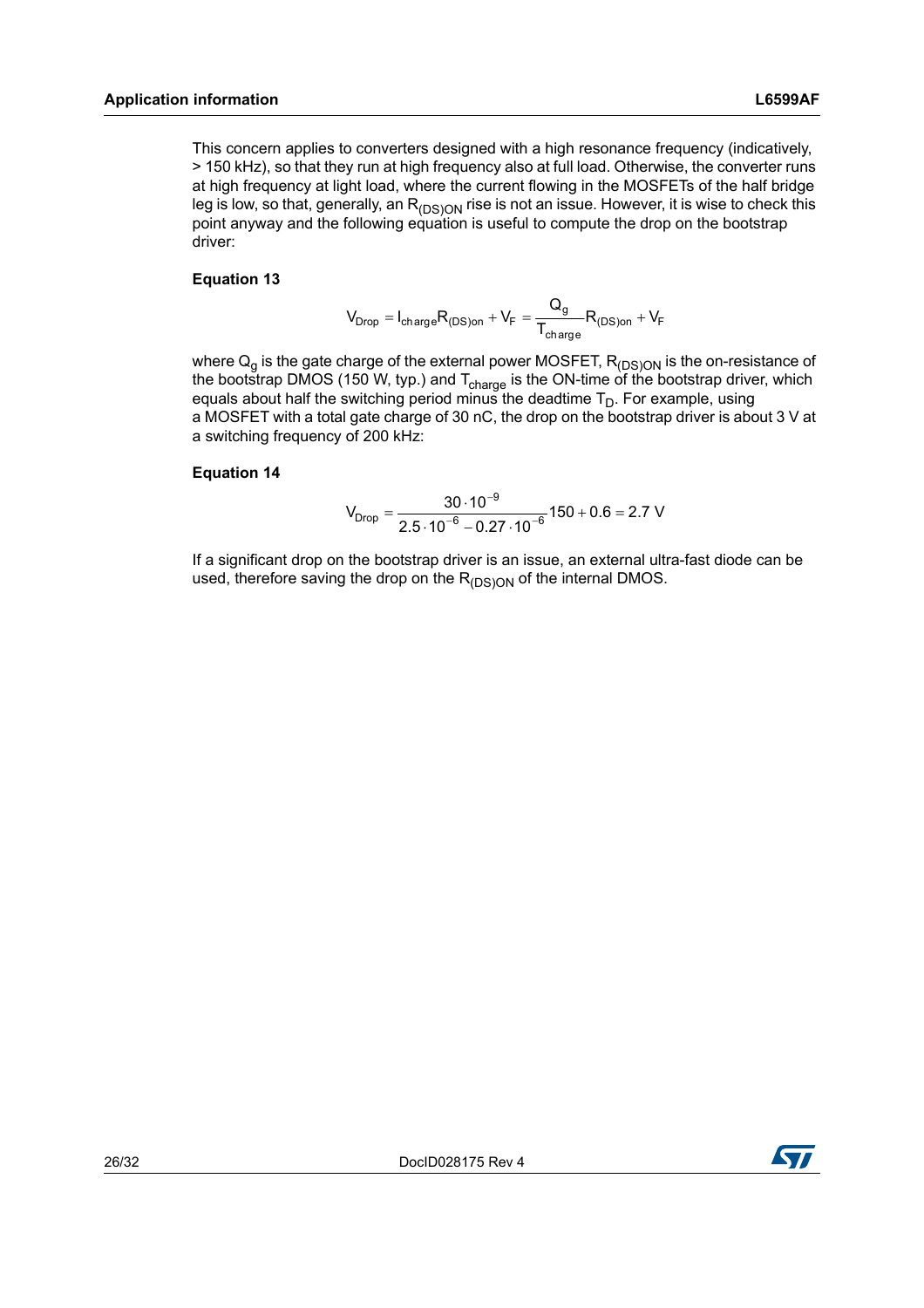This concern applies to converters designed with a high resonance frequency (indicatively, > 150 kHz), so that they run at high frequency also at full load. Otherwise, the converter runs at high frequency at light load, where the current flowing in the MOSFETs of the half bridge leg is low, so that, generally, an $R_{(DS)ON}$ rise is not an issue. However, it is wise to check this point anyway and the following equation is useful to compute the drop on the bootstrap driver:

**Equation 13**

$$V_{Drop} = I_{charge} R_{(DS)on} + V_F = \frac{Q_g}{T_{charge}} R_{(DS)on} + V_F$$

where $Q_g$ is the gate charge of the external power MOSFET, $R_{(DS)ON}$ is the on-resistance of the bootstrap DMOS (150 W, typ.) and $T_{charge}$ is the ON-time of the bootstrap driver, which equals about half the switching period minus the deadtime $T_D$. For example, using a MOSFET with a total gate charge of 30 nC, the drop on the bootstrap driver is about 3 V at a switching frequency of 200 kHz:

**Equation 14**

$$V_{Drop} = \frac{30 \cdot 10^{-9}}{2.5 \cdot 10^{-6} - 0.27 \cdot 10^{-6}} 150 + 0.6 = 2.7 \text{ V}$$

If a significant drop on the bootstrap driver is an issue, an external ultra-fast diode can be used, therefore saving the drop on the $R_{(DS)ON}$ of the internal DMOS.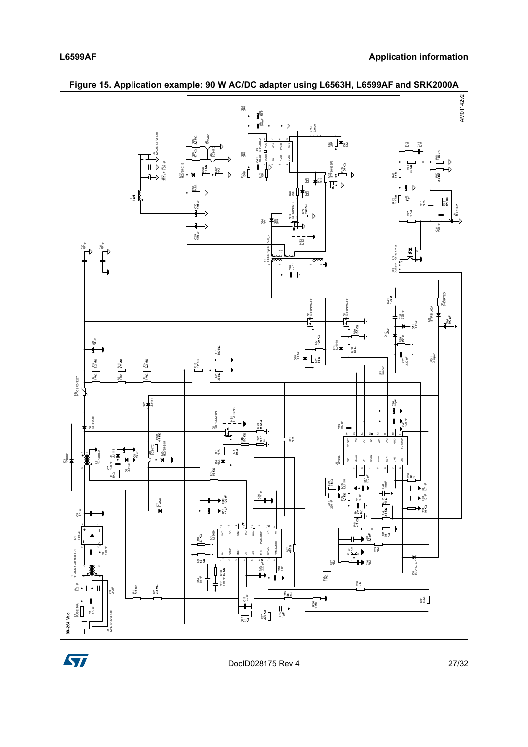**Figure 15. Application example: 90 W AC/DC adapter using L6563H, L6599AF and SRK2000A**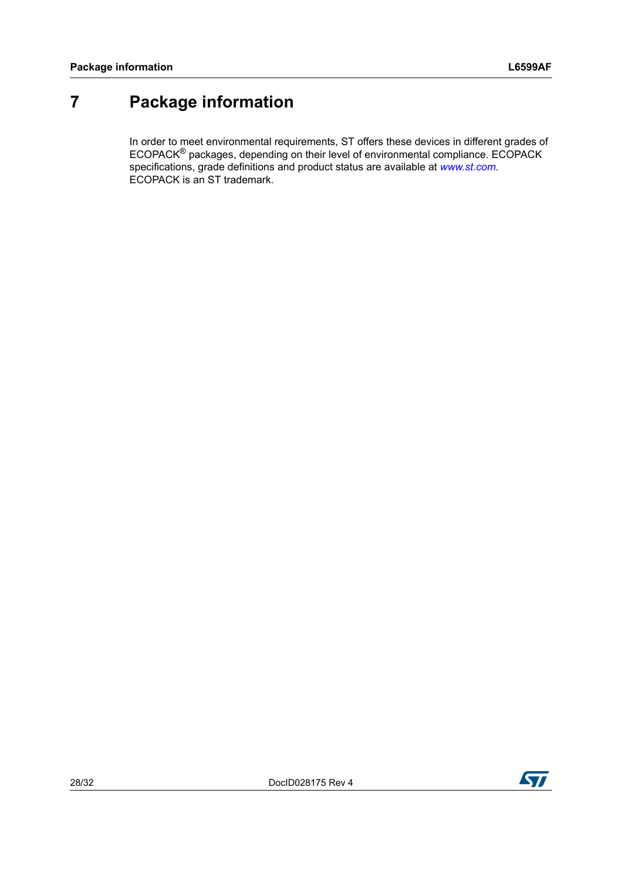# 7 Package information

In order to meet environmental requirements, ST offers these devices in different grades of ECOPACK® packages, depending on their level of environmental compliance. ECOPACK specifications, grade definitions and product status are available at *www.st.com*. ECOPACK is an ST trademark.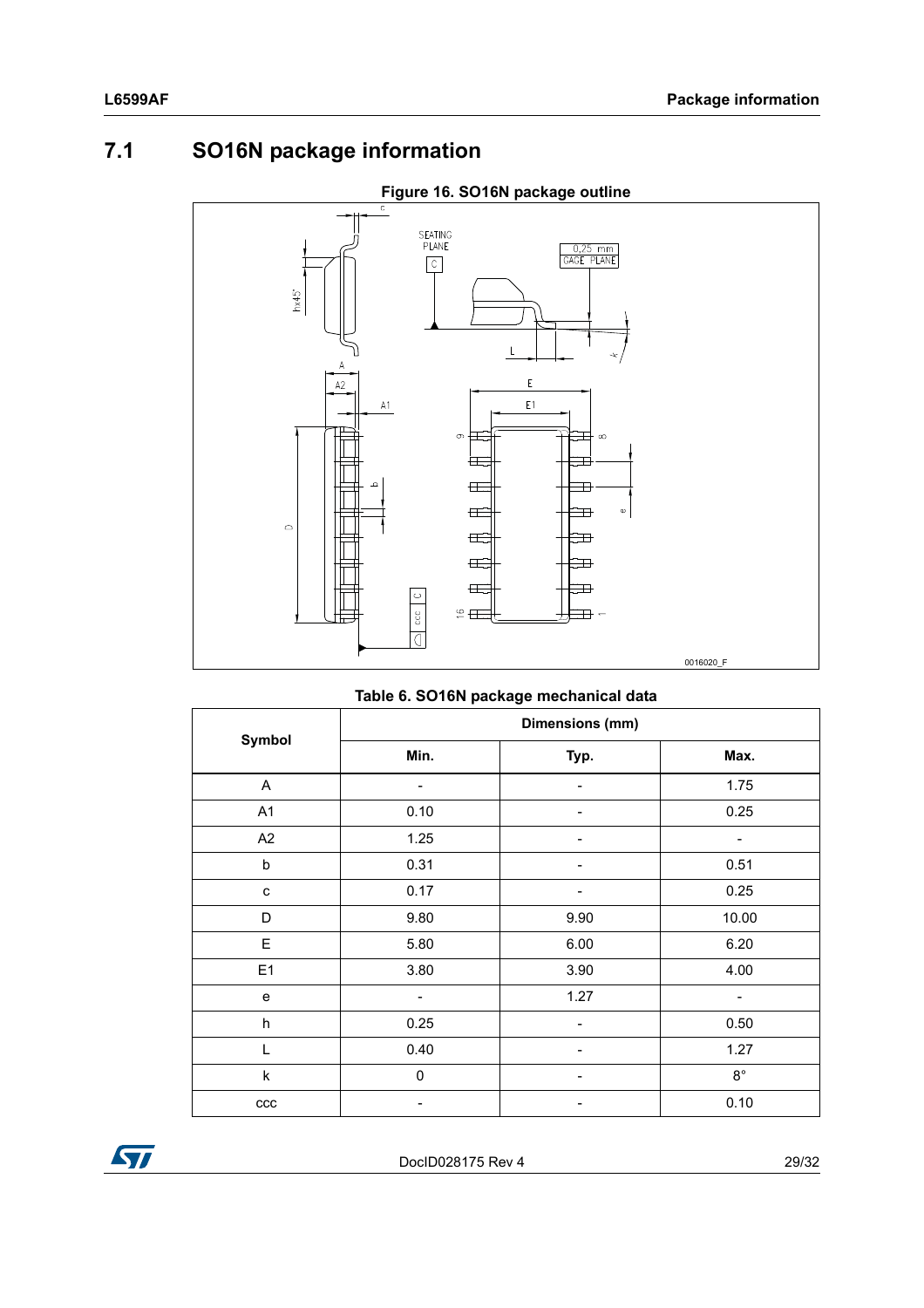## 7.1 SO16N package information

**Figure 16. SO16N package outline**

**Table 6. SO16N package mechanical data**

| Symbol | Dimensions (mm) | | |
|---|---|---|---|
| | Min. | Typ. | Max. |
| A | - | - | 1.75 |
| A1 | 0.10 | - | 0.25 |
| A2 | 1.25 | - | - |
| b | 0.31 | - | 0.51 |
| c | 0.17 | - | 0.25 |
| D | 9.80 | 9.90 | 10.00 |
| E | 5.80 | 6.00 | 6.20 |
| E1 | 3.80 | 3.90 | 4.00 |
| e | - | 1.27 | - |
| h | 0.25 | - | 0.50 |
| L | 0.40 | - | 1.27 |
| k | 0 | - | 8° |
| ccc | - | - | 0.10 |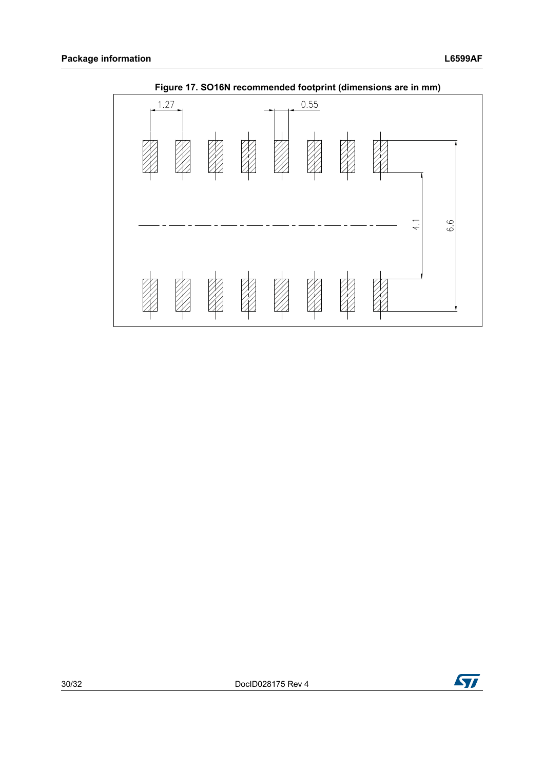Figure 17. SO16N recommended footprint (dimensions are in mm)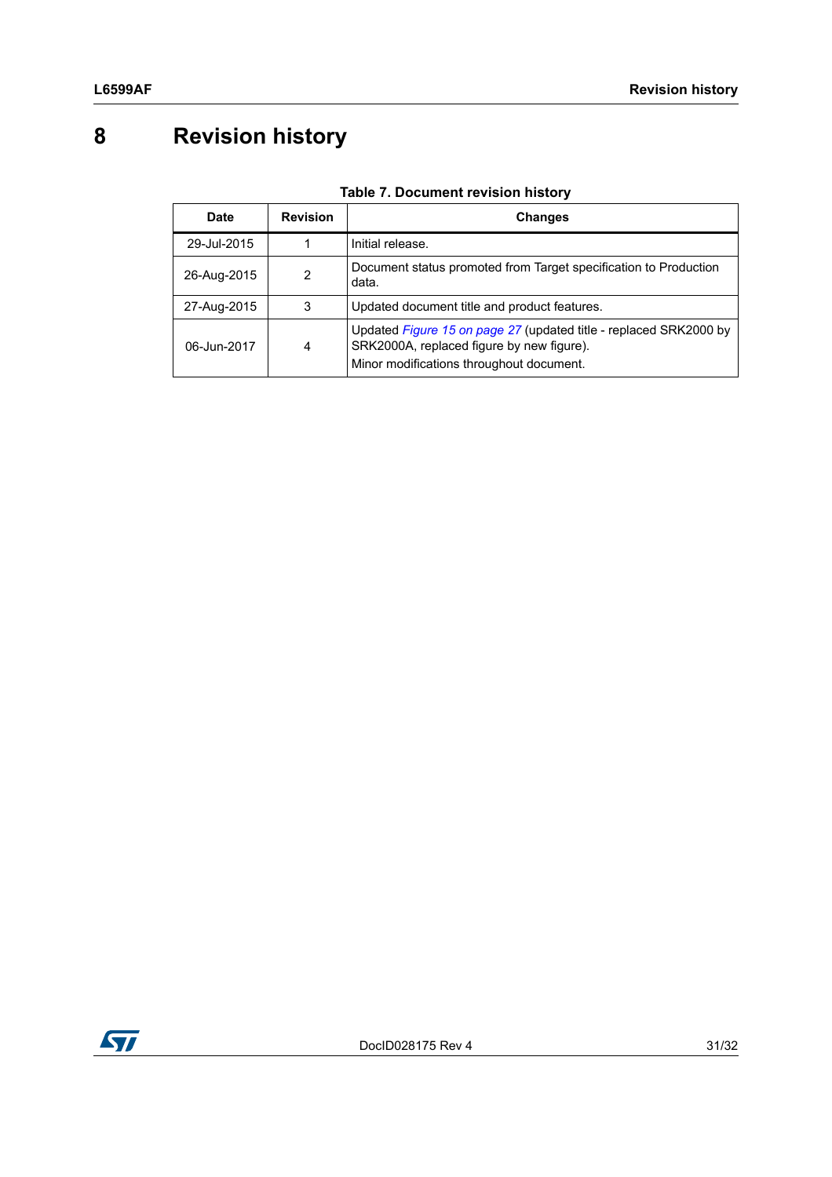# 8 Revision history

**Table 7. Document revision history**

| Date | Revision | Changes |
|---|---|---|
| 29-Jul-2015 | 1 | Initial release. |
| 26-Aug-2015 | 2 | Document status promoted from Target specification to Production data. |
| 27-Aug-2015 | 3 | Updated document title and product features. |
| 06-Jun-2017 | 4 | Updated *Figure 15 on page 27* (updated title - replaced SRK2000 by SRK2000A, replaced figure by new figure).<br>Minor modifications throughout document. |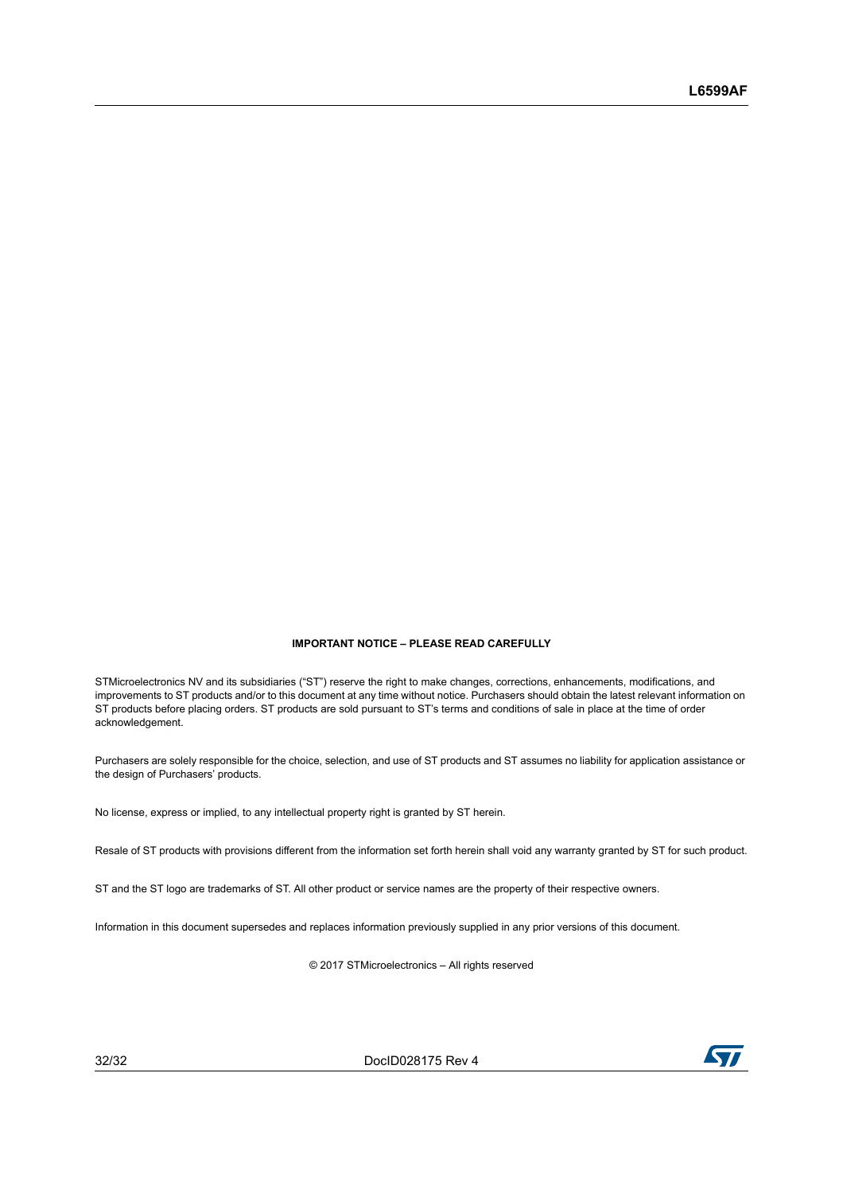**IMPORTANT NOTICE – PLEASE READ CAREFULLY**

STMicroelectronics NV and its subsidiaries (“ST”) reserve the right to make changes, corrections, enhancements, modifications, and improvements to ST products and/or to this document at any time without notice. Purchasers should obtain the latest relevant information on ST products before placing orders. ST products are sold pursuant to ST’s terms and conditions of sale in place at the time of order acknowledgement.

Purchasers are solely responsible for the choice, selection, and use of ST products and ST assumes no liability for application assistance or the design of Purchasers’ products.

No license, express or implied, to any intellectual property right is granted by ST herein.

Resale of ST products with provisions different from the information set forth herein shall void any warranty granted by ST for such product.

ST and the ST logo are trademarks of ST. All other product or service names are the property of their respective owners.

Information in this document supersedes and replaces information previously supplied in any prior versions of this document.

© 2017 STMicroelectronics – All rights reserved